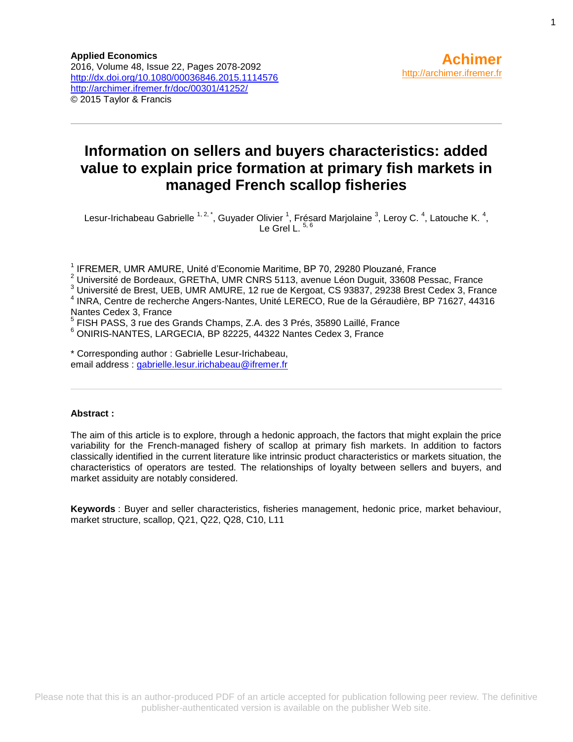**Applied Economics**
2016, Volume 48, Issue 22, Pages 2078-2092
http://dx.doi.org/10.1080/00036846.2015.1114576
http://archimer.ifremer.fr/doc/00301/41252/
© 2015 Taylor & Francis

**Achimer**
http://archimer.ifremer.fr

# Information on sellers and buyers characteristics: added value to explain price formation at primary fish markets in managed French scallop fisheries

Lesur-Irichabeau Gabrielle [1, 2, *], Guyader Olivier [1], Frésard Marjolaine [3], Leroy C. [4], Latouche K. [4], Le Grel L. [5, 6]

[1] IFREMER, UMR AMURE, Unité d'Economie Maritime, BP 70, 29280 Plouzané, France
[2] Université de Bordeaux, GREThA, UMR CNRS 5113, avenue Léon Duguit, 33608 Pessac, France
[3] Université de Brest, UEB, UMR AMURE, 12 rue de Kergoat, CS 93837, 29238 Brest Cedex 3, France
[4] INRA, Centre de recherche Angers-Nantes, Unité LERECO, Rue de la Géraudière, BP 71627, 44316 Nantes Cedex 3, France
[5] FISH PASS, 3 rue des Grands Champs, Z.A. des 3 Prés, 35890 Laillé, France
[6] ONIRIS-NANTES, LARGECIA, BP 82225, 44322 Nantes Cedex 3, France

* Corresponding author : Gabrielle Lesur-Irichabeau,
email address : gabrielle.lesur.irichabeau@ifremer.fr

**Abstract :**

The aim of this article is to explore, through a hedonic approach, the factors that might explain the price variability for the French-managed fishery of scallop at primary fish markets. In addition to factors classically identified in the current literature like intrinsic product characteristics or markets situation, the characteristics of operators are tested. The relationships of loyalty between sellers and buyers, and market assiduity are notably considered.

**Keywords** : Buyer and seller characteristics, fisheries management, hedonic price, market behaviour, market structure, scallop, Q21, Q22, Q28, C10, L11

Please note that this is an author-produced PDF of an article accepted for publication following peer review. The definitive publisher-authenticated version is available on the publisher Web site.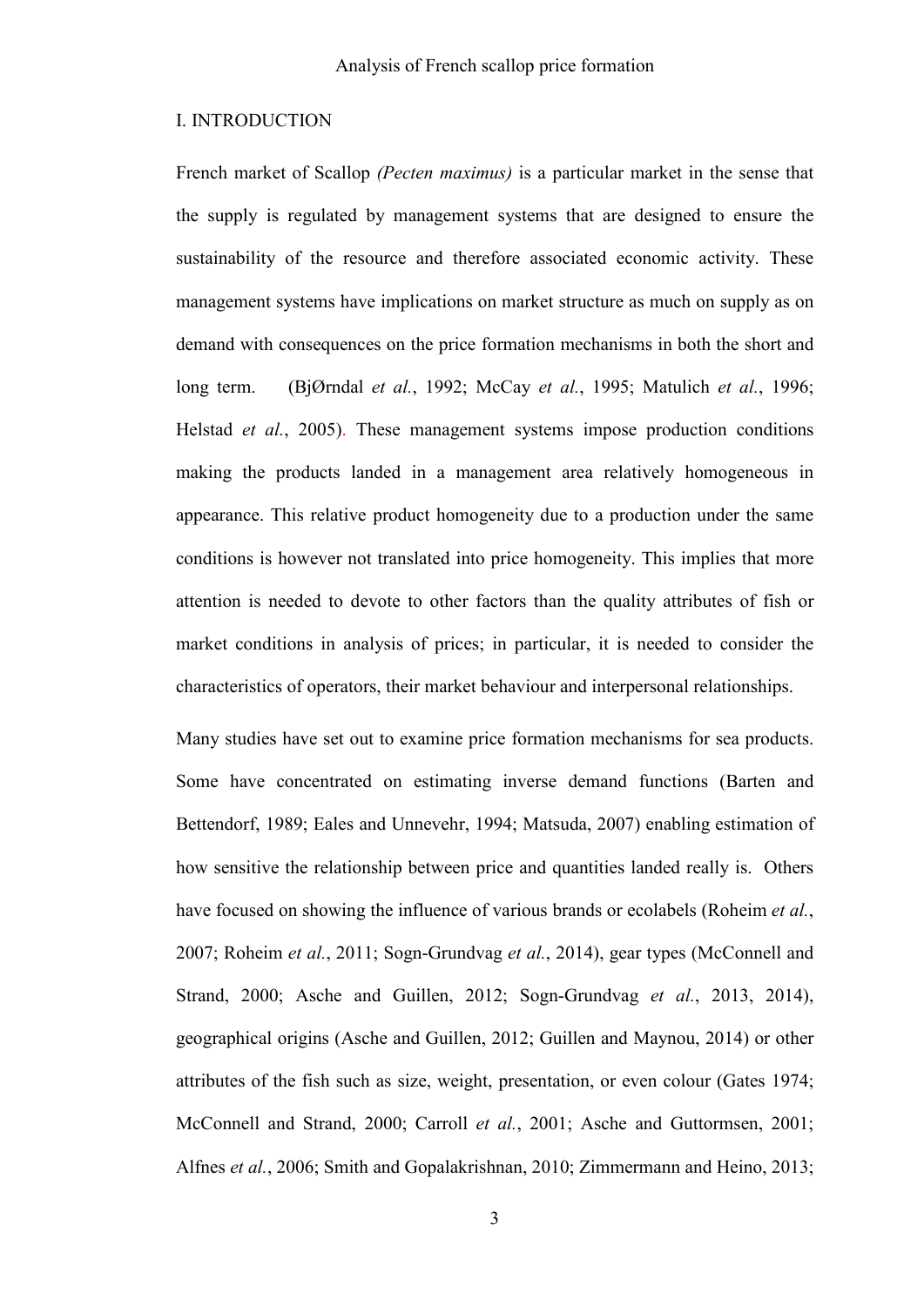## I. INTRODUCTION

French market of Scallop *(Pecten maximus)* is a particular market in the sense that the supply is regulated by management systems that are designed to ensure the sustainability of the resource and therefore associated economic activity. These management systems have implications on market structure as much on supply as on demand with consequences on the price formation mechanisms in both the short and long term. (BjØrndal *et al.*, 1992; McCay *et al.*, 1995; Matulich *et al.*, 1996; Helstad *et al.*, 2005). These management systems impose production conditions making the products landed in a management area relatively homogeneous in appearance. This relative product homogeneity due to a production under the same conditions is however not translated into price homogeneity. This implies that more attention is needed to devote to other factors than the quality attributes of fish or market conditions in analysis of prices; in particular, it is needed to consider the characteristics of operators, their market behaviour and interpersonal relationships.

Many studies have set out to examine price formation mechanisms for sea products. Some have concentrated on estimating inverse demand functions (Barten and Bettendorf, 1989; Eales and Unnevehr, 1994; Matsuda, 2007) enabling estimation of how sensitive the relationship between price and quantities landed really is. Others have focused on showing the influence of various brands or ecolabels (Roheim *et al.*, 2007; Roheim *et al.*, 2011; Sogn-Grundvag *et al.*, 2014), gear types (McConnell and Strand, 2000; Asche and Guillen, 2012; Sogn-Grundvag *et al.*, 2013, 2014), geographical origins (Asche and Guillen, 2012; Guillen and Maynou, 2014) or other attributes of the fish such as size, weight, presentation, or even colour (Gates 1974; McConnell and Strand, 2000; Carroll *et al.*, 2001; Asche and Guttormsen, 2001; Alfnes *et al.*, 2006; Smith and Gopalakrishnan, 2010; Zimmermann and Heino, 2013;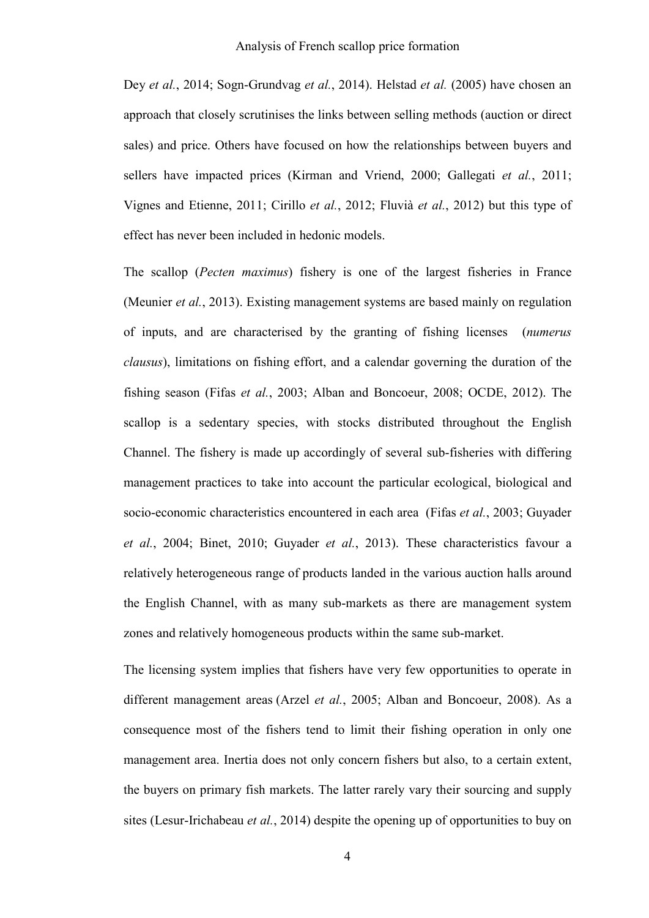Dey *et al.*, 2014; Sogn-Grundvag *et al.*, 2014). Helstad *et al.* (2005) have chosen an approach that closely scrutinises the links between selling methods (auction or direct sales) and price. Others have focused on how the relationships between buyers and sellers have impacted prices (Kirman and Vriend, 2000; Gallegati *et al.*, 2011; Vignes and Etienne, 2011; Cirillo *et al.*, 2012; Fluvià *et al.*, 2012) but this type of effect has never been included in hedonic models.

The scallop (*Pecten maximus*) fishery is one of the largest fisheries in France (Meunier *et al.*, 2013). Existing management systems are based mainly on regulation of inputs, and are characterised by the granting of fishing licenses (*numerus clausus*), limitations on fishing effort, and a calendar governing the duration of the fishing season (Fifas *et al.*, 2003; Alban and Boncoeur, 2008; OCDE, 2012). The scallop is a sedentary species, with stocks distributed throughout the English Channel. The fishery is made up accordingly of several sub-fisheries with differing management practices to take into account the particular ecological, biological and socio-economic characteristics encountered in each area (Fifas *et al.*, 2003; Guyader *et al.*, 2004; Binet, 2010; Guyader *et al.*, 2013). These characteristics favour a relatively heterogeneous range of products landed in the various auction halls around the English Channel, with as many sub-markets as there are management system zones and relatively homogeneous products within the same sub-market.

The licensing system implies that fishers have very few opportunities to operate in different management areas (Arzel *et al.*, 2005; Alban and Boncoeur, 2008). As a consequence most of the fishers tend to limit their fishing operation in only one management area. Inertia does not only concern fishers but also, to a certain extent, the buyers on primary fish markets. The latter rarely vary their sourcing and supply sites (Lesur-Irichabeau *et al.*, 2014) despite the opening up of opportunities to buy on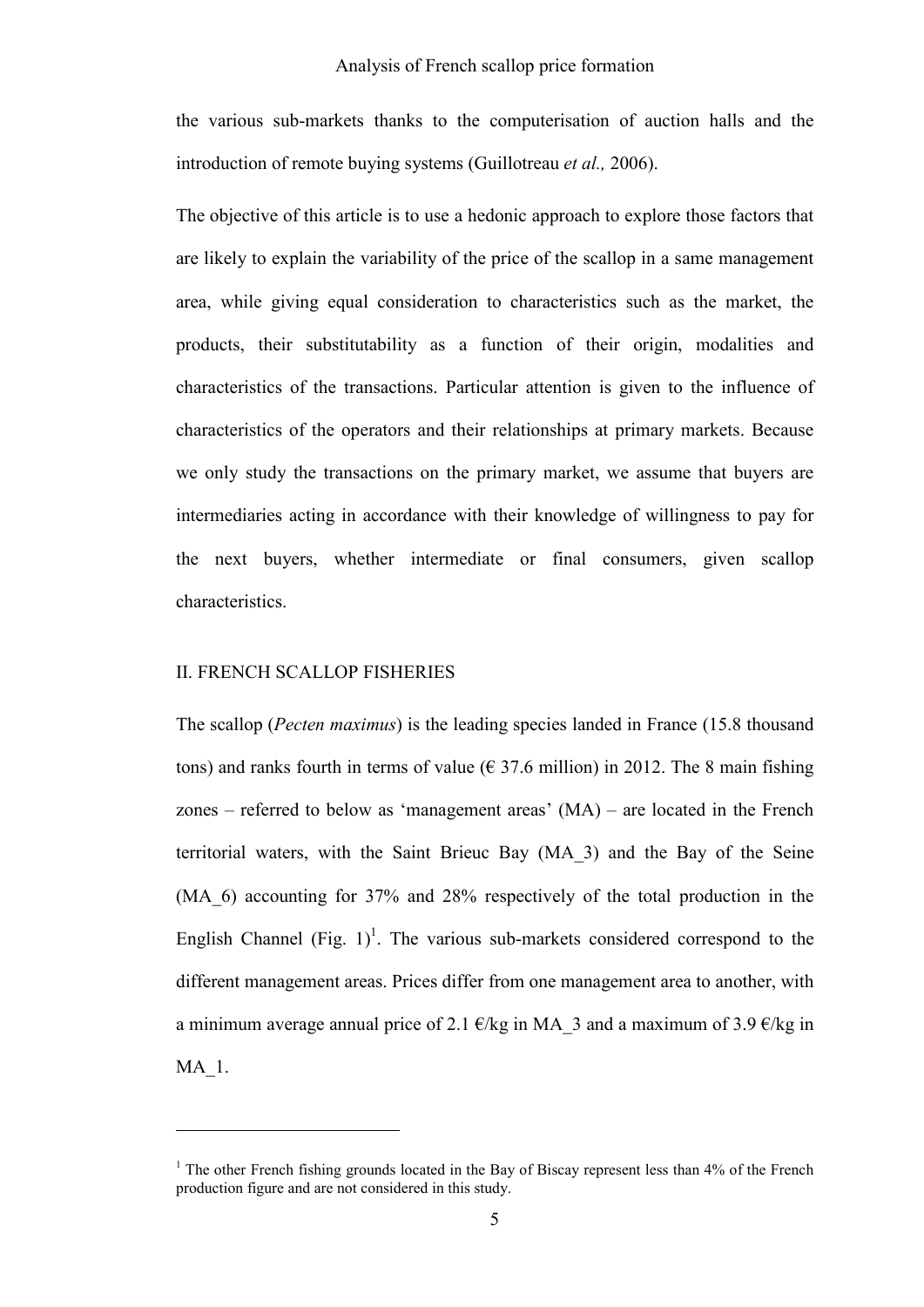the various sub-markets thanks to the computerisation of auction halls and the introduction of remote buying systems (Guillotreau *et al.,* 2006).

The objective of this article is to use a hedonic approach to explore those factors that are likely to explain the variability of the price of the scallop in a same management area, while giving equal consideration to characteristics such as the market, the products, their substitutability as a function of their origin, modalities and characteristics of the transactions. Particular attention is given to the influence of characteristics of the operators and their relationships at primary markets. Because we only study the transactions on the primary market, we assume that buyers are intermediaries acting in accordance with their knowledge of willingness to pay for the next buyers, whether intermediate or final consumers, given scallop characteristics.

## II. FRENCH SCALLOP FISHERIES

The scallop (*Pecten maximus*) is the leading species landed in France (15.8 thousand tons) and ranks fourth in terms of value (€ 37.6 million) in 2012. The 8 main fishing zones – referred to below as 'management areas' (MA) – are located in the French territorial waters, with the Saint Brieuc Bay (MA_3) and the Bay of the Seine (MA_6) accounting for 37% and 28% respectively of the total production in the English Channel (Fig. 1)[1]. The various sub-markets considered correspond to the different management areas. Prices differ from one management area to another, with a minimum average annual price of 2.1 €/kg in MA_3 and a maximum of 3.9 €/kg in MA_1.

---

[1] The other French fishing grounds located in the Bay of Biscay represent less than 4% of the French production figure and are not considered in this study.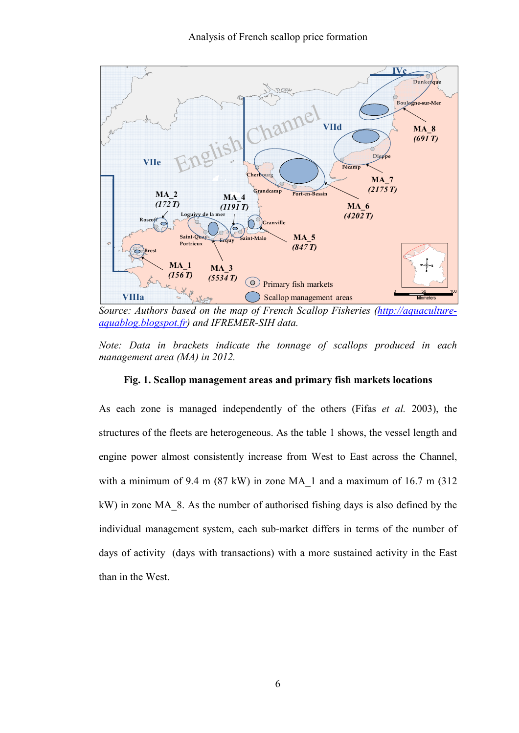*Source: Authors based on the map of French Scallop Fisheries (http://aquaculture-aquablog.blogspot.fr) and IFREMER-SIH data.*

*Note: Data in brackets indicate the tonnage of scallops produced in each management area (MA) in 2012.*

**Fig. 1. Scallop management areas and primary fish markets locations**

As each zone is managed independently of the others (Fifas *et al.* 2003), the structures of the fleets are heterogeneous. As the table 1 shows, the vessel length and engine power almost consistently increase from West to East across the Channel, with a minimum of 9.4 m (87 kW) in zone MA_1 and a maximum of 16.7 m (312 kW) in zone MA_8. As the number of authorised fishing days is also defined by the individual management system, each sub-market differs in terms of the number of days of activity (days with transactions) with a more sustained activity in the East than in the West.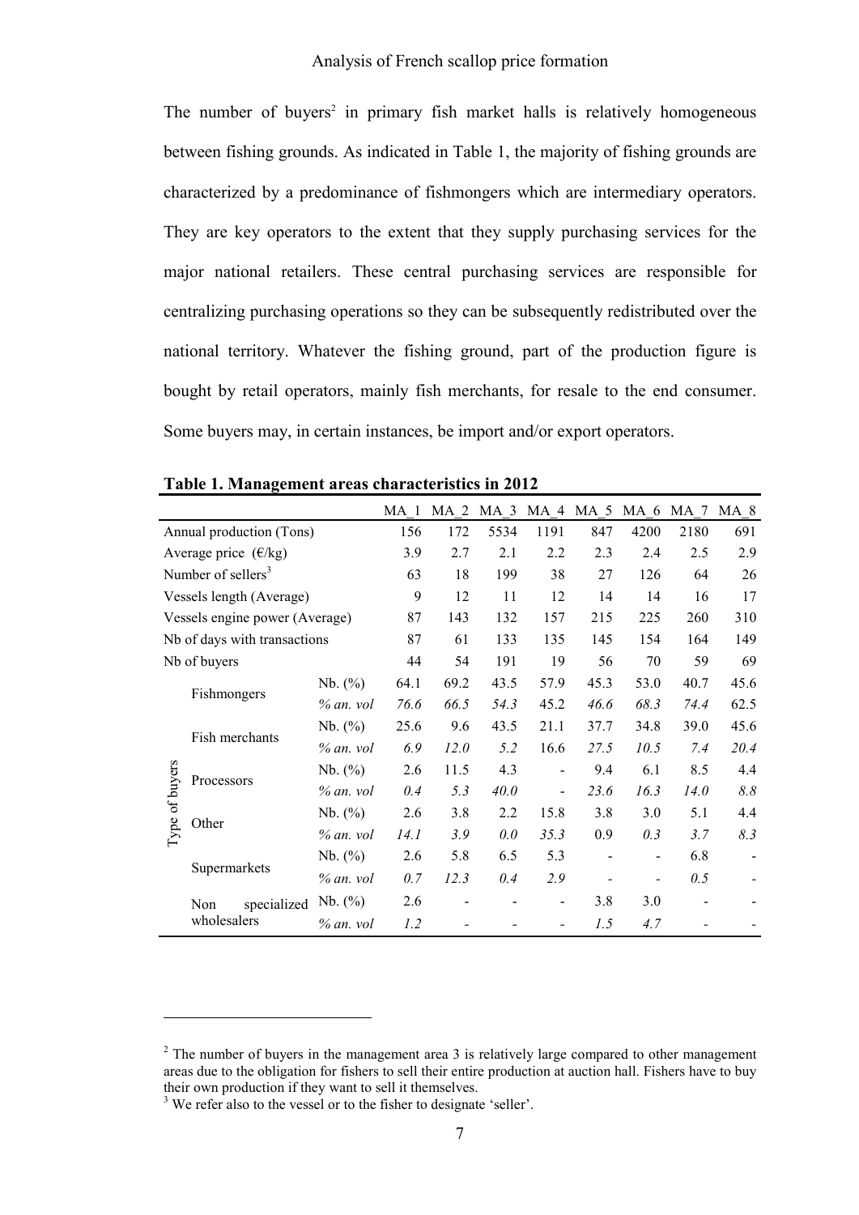The number of buyers[2] in primary fish market halls is relatively homogeneous between fishing grounds. As indicated in Table 1, the majority of fishing grounds are characterized by a predominance of fishmongers which are intermediary operators. They are key operators to the extent that they supply purchasing services for the major national retailers. These central purchasing services are responsible for centralizing purchasing operations so they can be subsequently redistributed over the national territory. Whatever the fishing ground, part of the production figure is bought by retail operators, mainly fish merchants, for resale to the end consumer. Some buyers may, in certain instances, be import and/or export operators.

**Table 1. Management areas characteristics in 2012**

| | | | MA_1 | MA_2 | MA_3 | MA_4 | MA_5 | MA_6 | MA_7 | MA_8 |
|---|---|---|---|---|---|---|---|---|---|---|
| Annual production (Tons) | | | 156 | 172 | 5534 | 1191 | 847 | 4200 | 2180 | 691 |
| Average price (€/kg) | | | 3.9 | 2.7 | 2.1 | 2.2 | 2.3 | 2.4 | 2.5 | 2.9 |
| Number of sellers[3] | | | 63 | 18 | 199 | 38 | 27 | 126 | 64 | 26 |
| Vessels length (Average) | | | 9 | 12 | 11 | 12 | 14 | 14 | 16 | 17 |
| Vessels engine power (Average) | | | 87 | 143 | 132 | 157 | 215 | 225 | 260 | 310 |
| Nb of days with transactions | | | 87 | 61 | 133 | 135 | 145 | 154 | 164 | 149 |
| Nb of buyers | | | 44 | 54 | 191 | 19 | 56 | 70 | 59 | 69 |
| Type of buyers | Fishmongers | Nb. (%) | 64.1 | 69.2 | 43.5 | 57.9 | 45.3 | 53.0 | 40.7 | 45.6 |
| | | *% an. vol* | *76.6* | *66.5* | *54.3* | *45.2* | *46.6* | *68.3* | *74.4* | *62.5* |
| | Fish merchants | Nb. (%) | 25.6 | 9.6 | 43.5 | 21.1 | 37.7 | 34.8 | 39.0 | 45.6 |
| | | *% an. vol* | *6.9* | *12.0* | *5.2* | *16.6* | *27.5* | *10.5* | *7.4* | *20.4* |
| | Processors | Nb. (%) | 2.6 | 11.5 | 4.3 | - | 9.4 | 6.1 | 8.5 | 4.4 |
| | | *% an. vol* | *0.4* | *5.3* | *40.0* | - | *23.6* | *16.3* | *14.0* | *8.8* |
| | Other | Nb. (%) | 2.6 | 3.8 | 2.2 | 15.8 | 3.8 | 3.0 | 5.1 | 4.4 |
| | | *% an. vol* | *14.1* | *3.9* | *0.0* | *35.3* | *0.9* | *0.3* | *3.7* | *8.3* |
| | Supermarkets | Nb. (%) | 2.6 | 5.8 | 6.5 | 5.3 | - | - | 6.8 | - |
| | | *% an. vol* | *0.7* | *12.3* | *0.4* | *2.9* | - | - | *0.5* | - |
| | Non specialized wholesalers | Nb. (%) | 2.6 | - | - | - | 3.8 | 3.0 | - | - |
| | | *% an. vol* | *1.2* | - | - | - | *1.5* | *4.7* | - | - |

[2] The number of buyers in the management area 3 is relatively large compared to other management areas due to the obligation for fishers to sell their entire production at auction hall. Fishers have to buy their own production if they want to sell it themselves.

[3] We refer also to the vessel or to the fisher to designate 'seller'.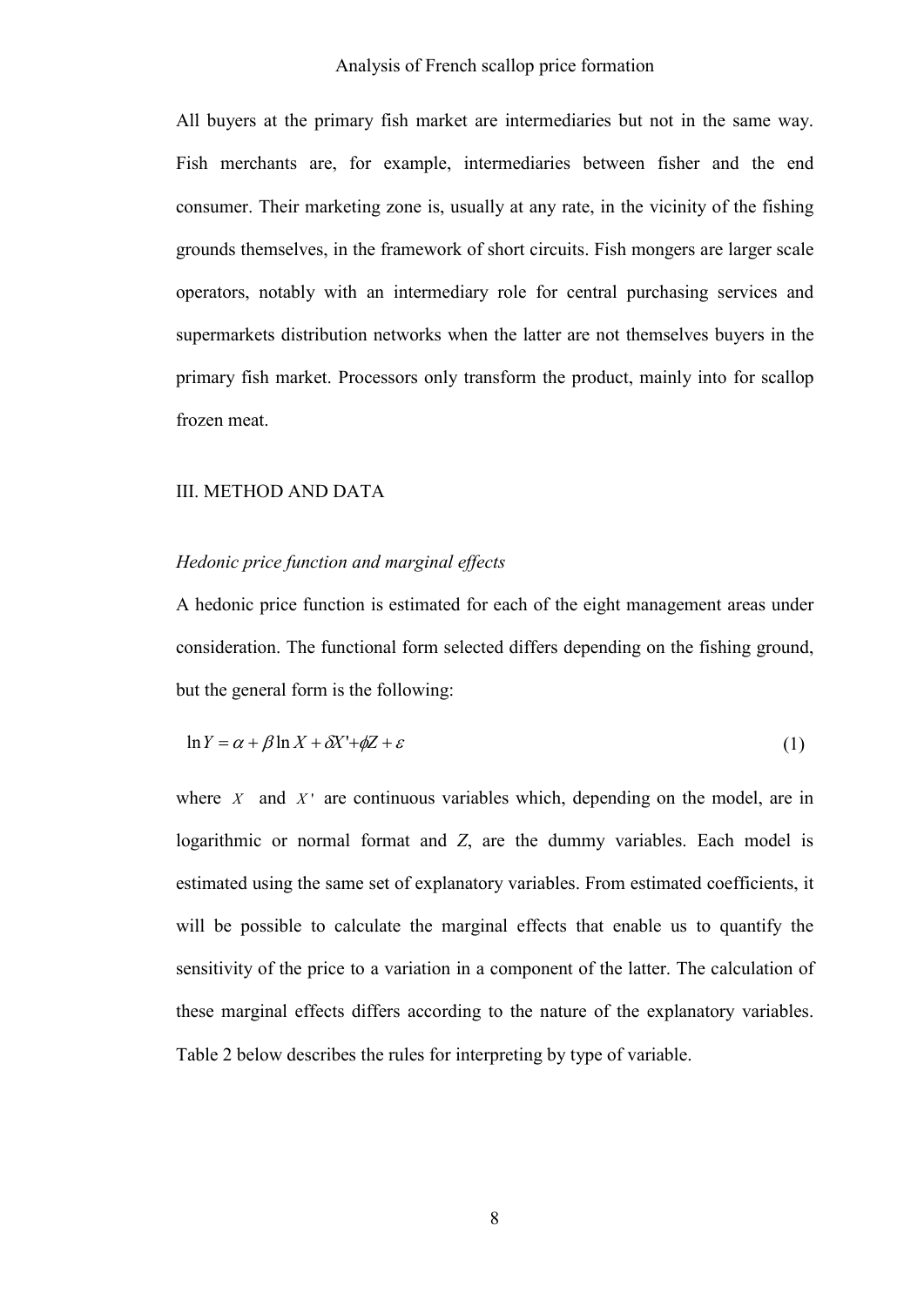All buyers at the primary fish market are intermediaries but not in the same way. Fish merchants are, for example, intermediaries between fisher and the end consumer. Their marketing zone is, usually at any rate, in the vicinity of the fishing grounds themselves, in the framework of short circuits. Fish mongers are larger scale operators, notably with an intermediary role for central purchasing services and supermarkets distribution networks when the latter are not themselves buyers in the primary fish market. Processors only transform the product, mainly into for scallop frozen meat.

## III. METHOD AND DATA

### *Hedonic price function and marginal effects*

A hedonic price function is estimated for each of the eight management areas under consideration. The functional form selected differs depending on the fishing ground, but the general form is the following:

$$\ln Y = \alpha + \beta \ln X + \delta X' + \phi Z + \varepsilon \qquad (1)$$

where $X$ and $X'$ are continuous variables which, depending on the model, are in logarithmic or normal format and *Z*, are the dummy variables. Each model is estimated using the same set of explanatory variables. From estimated coefficients, it will be possible to calculate the marginal effects that enable us to quantify the sensitivity of the price to a variation in a component of the latter. The calculation of these marginal effects differs according to the nature of the explanatory variables. Table 2 below describes the rules for interpreting by type of variable.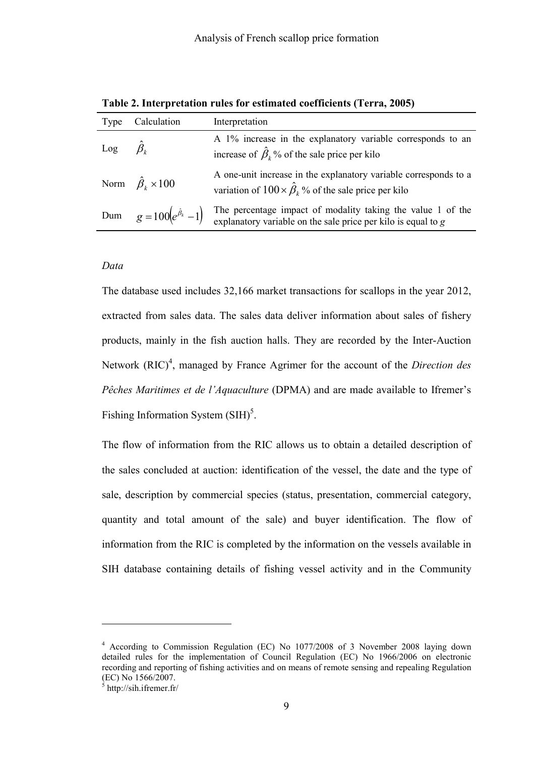**Table 2. Interpretation rules for estimated coefficients (Terra, 2005)**

| Type | Calculation | Interpretation |
|---|---|---|
| Log | $\hat{\beta}_k$ | A 1% increase in the explanatory variable corresponds to an increase of $\hat{\beta}_k$ % of the sale price per kilo |
| Norm | $\hat{\beta}_k \times 100$ | A one-unit increase in the explanatory variable corresponds to a variation of $100 \times \hat{\beta}_k$ % of the sale price per kilo |
| Dum | $g = 100\left(e^{\hat{\beta}_k} - 1\right)$ | The percentage impact of modality taking the value 1 of the explanatory variable on the sale price per kilo is equal to $g$ |

*Data*

The database used includes 32,166 market transactions for scallops in the year 2012, extracted from sales data. The sales data deliver information about sales of fishery products, mainly in the fish auction halls. They are recorded by the Inter-Auction Network (RIC)[4], managed by France Agrimer for the account of the *Direction des Pêches Maritimes et de l'Aquaculture* (DPMA) and are made available to Ifremer's Fishing Information System (SIH)[5].

The flow of information from the RIC allows us to obtain a detailed description of the sales concluded at auction: identification of the vessel, the date and the type of sale, description by commercial species (status, presentation, commercial category, quantity and total amount of the sale) and buyer identification. The flow of information from the RIC is completed by the information on the vessels available in SIH database containing details of fishing vessel activity and in the Community

[4] According to Commission Regulation (EC) No 1077/2008 of 3 November 2008 laying down detailed rules for the implementation of Council Regulation (EC) No 1966/2006 on electronic recording and reporting of fishing activities and on means of remote sensing and repealing Regulation (EC) No 1566/2007.

[5] http://sih.ifremer.fr/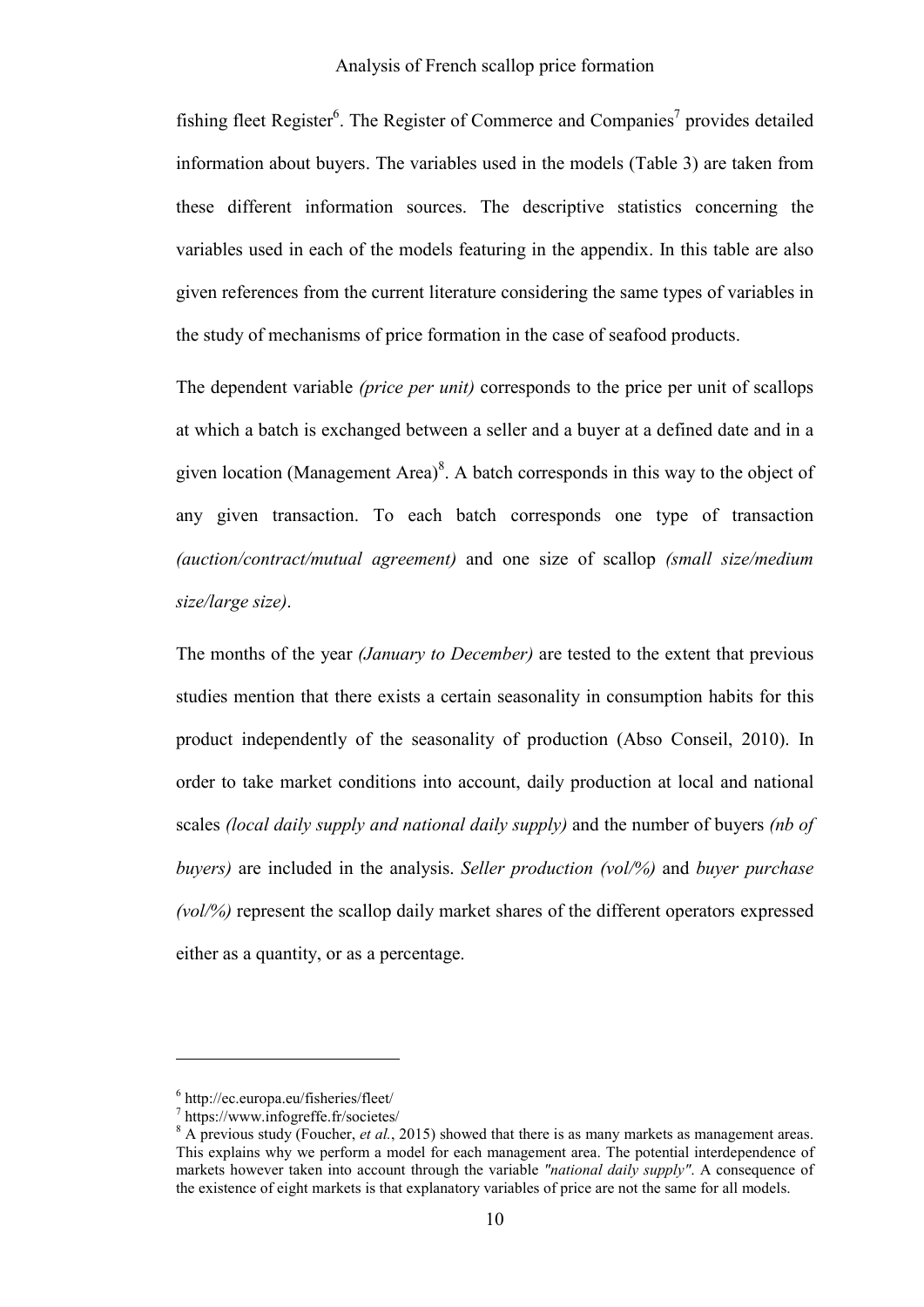fishing fleet Register[6]. The Register of Commerce and Companies[7] provides detailed information about buyers. The variables used in the models (Table 3) are taken from these different information sources. The descriptive statistics concerning the variables used in each of the models featuring in the appendix. In this table are also given references from the current literature considering the same types of variables in the study of mechanisms of price formation in the case of seafood products.

The dependent variable *(price per unit)* corresponds to the price per unit of scallops at which a batch is exchanged between a seller and a buyer at a defined date and in a given location (Management Area)[8]. A batch corresponds in this way to the object of any given transaction. To each batch corresponds one type of transaction *(auction/contract/mutual agreement)* and one size of scallop *(small size/medium size/large size)*.

The months of the year *(January to December)* are tested to the extent that previous studies mention that there exists a certain seasonality in consumption habits for this product independently of the seasonality of production (Abso Conseil, 2010). In order to take market conditions into account, daily production at local and national scales *(local daily supply and national daily supply)* and the number of buyers *(nb of buyers)* are included in the analysis. *Seller production (vol/%)* and *buyer purchase (vol/%)* represent the scallop daily market shares of the different operators expressed either as a quantity, or as a percentage.

---

[6] http://ec.europa.eu/fisheries/fleet/

[7] https://www.infogreffe.fr/societes/

[8] A previous study (Foucher, *et al.*, 2015) showed that there is as many markets as management areas. This explains why we perform a model for each management area. The potential interdependence of markets however taken into account through the variable *"national daily supply"*. A consequence of the existence of eight markets is that explanatory variables of price are not the same for all models.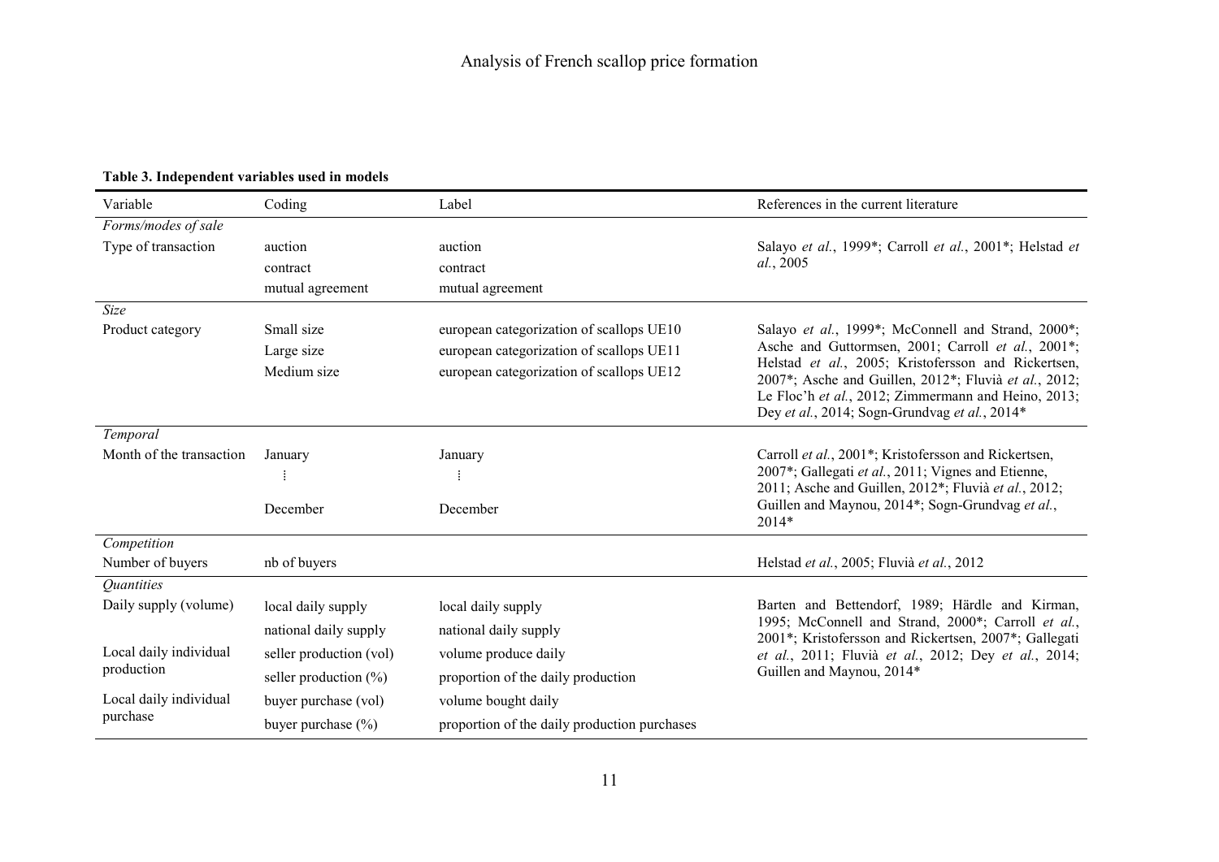**Table 3. Independent variables used in models**

| Variable | Coding | Label | References in the current literature |
|---|---|---|---|
| *Forms/modes of sale* | | | |
| Type of transaction | auction | auction | Salayo *et al.*, 1999*; Carroll *et al.*, 2001*; Helstad *et al.*, 2005 |
| | contract | contract | |
| | mutual agreement | mutual agreement | |
| *Size* | | | |
| Product category | Small size | european categorization of scallops UE10 | Salayo *et al.*, 1999*; McConnell and Strand, 2000*; Asche and Guttormsen, 2001; Carroll *et al.*, 2001*; Helstad *et al.*, 2005; Kristofersson and Rickertsen, 2007*; Asche and Guillen, 2012*; Fluvià *et al.*, 2012; Le Floc'h *et al.*, 2012; Zimmermann and Heino, 2013; Dey *et al.*, 2014; Sogn-Grundvag *et al.*, 2014* |
| | Large size | european categorization of scallops UE11 | |
| | Medium size | european categorization of scallops UE12 | |
| *Temporal* | | | |
| Month of the transaction | January | January | Carroll *et al.*, 2001*; Kristofersson and Rickertsen, 2007*; Gallegati *et al.*, 2011; Vignes and Etienne, 2011; Asche and Guillen, 2012*; Fluvià *et al.*, 2012; Guillen and Maynou, 2014*; Sogn-Grundvag *et al.*, 2014* |
| | ⋮ | ⋮ | |
| | December | December | |
| *Competition* | | | |
| Number of buyers | nb of buyers | | Helstad *et al.*, 2005; Fluvià *et al.*, 2012 |
| *Quantities* | | | |
| Daily supply (volume) | local daily supply | local daily supply | Barten and Bettendorf, 1989; Härdle and Kirman, 1995; McConnell and Strand, 2000*; Carroll *et al.*, 2001*; Kristofersson and Rickertsen, 2007*; Gallegati *et al.*, 2011; Fluvià *et al.*, 2012; Dey *et al.*, 2014; Guillen and Maynou, 2014* |
| | national daily supply | national daily supply | |
| Local daily individual production | seller production (vol) | volume produce daily | |
| | seller production (%) | proportion of the daily production | |
| Local daily individual purchase | buyer purchase (vol) | volume bought daily | |
| | buyer purchase (%) | proportion of the daily production purchases | |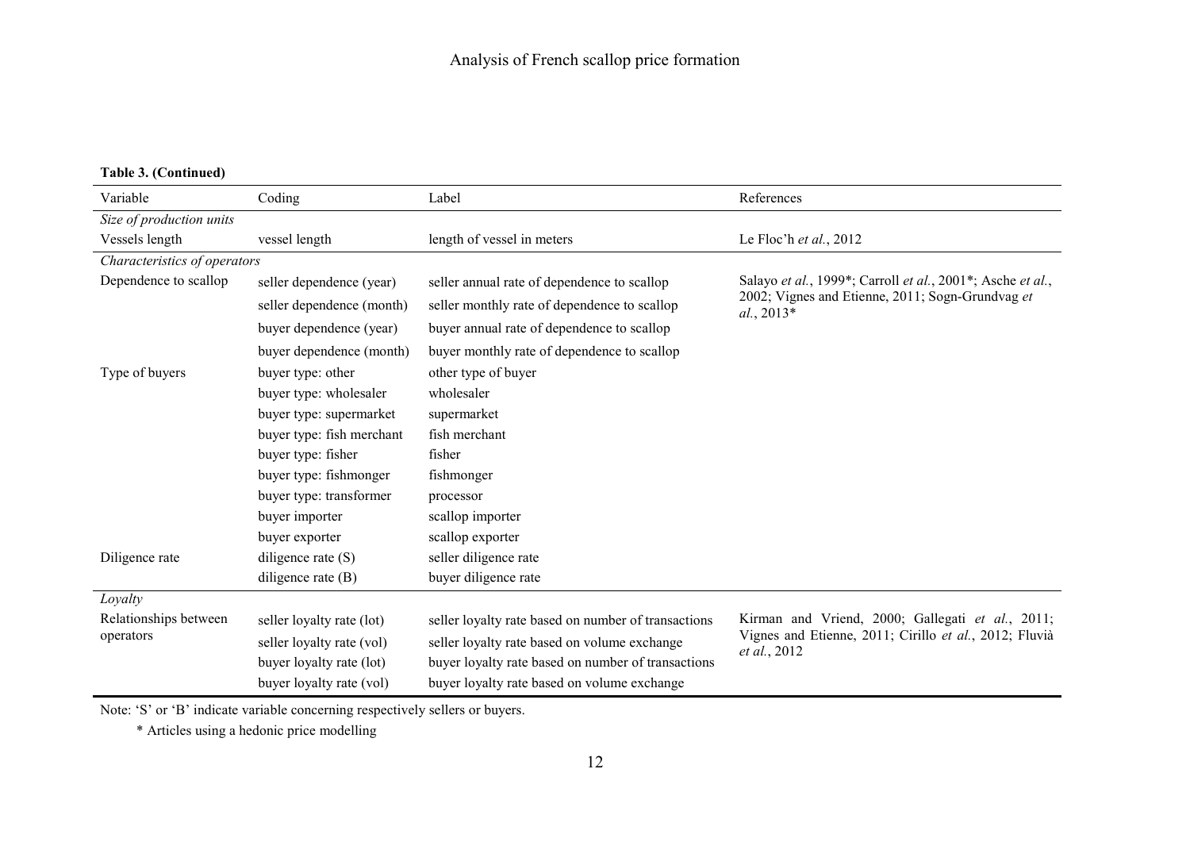**Table 3. (Continued)**

| Variable | Coding | Label | References |
|---|---|---|---|
| *Size of production units* | | | |
| Vessels length | vessel length | length of vessel in meters | Le Floc'h *et al.*, 2012 |
| *Characteristics of operators* | | | |
| Dependence to scallop | seller dependence (year) | seller annual rate of dependence to scallop | Salayo *et al.*, 1999*; Carroll *et al.*, 2001*; Asche *et al.*, 2002; Vignes and Etienne, 2011; Sogn-Grundvag *et al.*, 2013* |
| | seller dependence (month) | seller monthly rate of dependence to scallop | |
| | buyer dependence (year) | buyer annual rate of dependence to scallop | |
| | buyer dependence (month) | buyer monthly rate of dependence to scallop | |
| Type of buyers | buyer type: other | other type of buyer | |
| | buyer type: wholesaler | wholesaler | |
| | buyer type: supermarket | supermarket | |
| | buyer type: fish merchant | fish merchant | |
| | buyer type: fisher | fisher | |
| | buyer type: fishmonger | fishmonger | |
| | buyer type: transformer | processor | |
| | buyer importer | scallop importer | |
| | buyer exporter | scallop exporter | |
| Diligence rate | diligence rate (S) | seller diligence rate | |
| | diligence rate (B) | buyer diligence rate | |
| *Loyalty* | | | |
| Relationships between operators | seller loyalty rate (lot) | seller loyalty rate based on number of transactions | Kirman and Vriend, 2000; Gallegati *et al.*, 2011; Vignes and Etienne, 2011; Cirillo *et al.*, 2012; Fluvià *et al.*, 2012 |
| | seller loyalty rate (vol) | seller loyalty rate based on volume exchange | |
| | buyer loyalty rate (lot) | buyer loyalty rate based on number of transactions | |
| | buyer loyalty rate (vol) | buyer loyalty rate based on volume exchange | |

Note: 'S' or 'B' indicate variable concerning respectively sellers or buyers.

\* Articles using a hedonic price modelling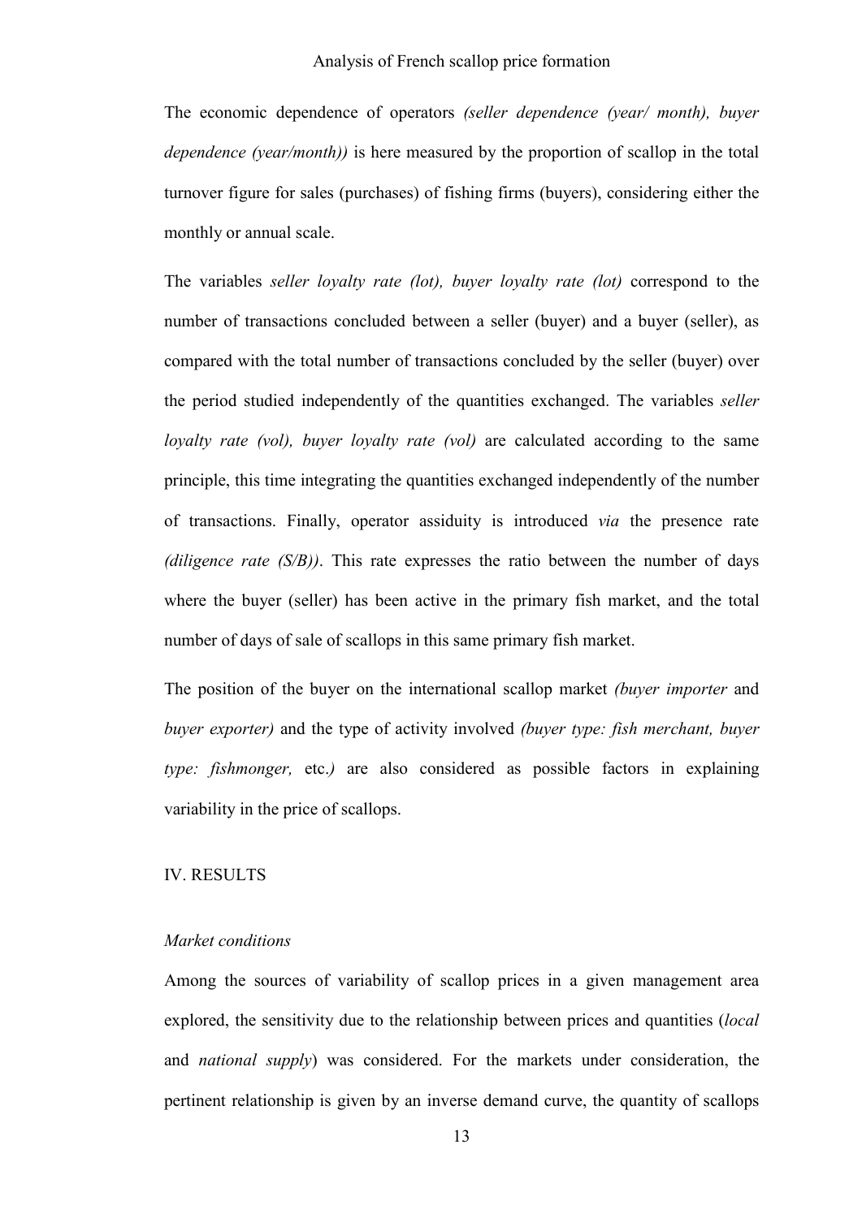The economic dependence of operators *(seller dependence (year/ month), buyer dependence (year/month))* is here measured by the proportion of scallop in the total turnover figure for sales (purchases) of fishing firms (buyers), considering either the monthly or annual scale.

The variables *seller loyalty rate (lot), buyer loyalty rate (lot)* correspond to the number of transactions concluded between a seller (buyer) and a buyer (seller), as compared with the total number of transactions concluded by the seller (buyer) over the period studied independently of the quantities exchanged. The variables *seller loyalty rate (vol), buyer loyalty rate (vol)* are calculated according to the same principle, this time integrating the quantities exchanged independently of the number of transactions. Finally, operator assiduity is introduced *via* the presence rate *(diligence rate (S/B))*. This rate expresses the ratio between the number of days where the buyer (seller) has been active in the primary fish market, and the total number of days of sale of scallops in this same primary fish market.

The position of the buyer on the international scallop market *(buyer importer* and *buyer exporter)* and the type of activity involved *(buyer type: fish merchant, buyer type: fishmonger,* etc.*)* are also considered as possible factors in explaining variability in the price of scallops.

## IV. RESULTS

### *Market conditions*

Among the sources of variability of scallop prices in a given management area explored, the sensitivity due to the relationship between prices and quantities (*local* and *national supply*) was considered. For the markets under consideration, the pertinent relationship is given by an inverse demand curve, the quantity of scallops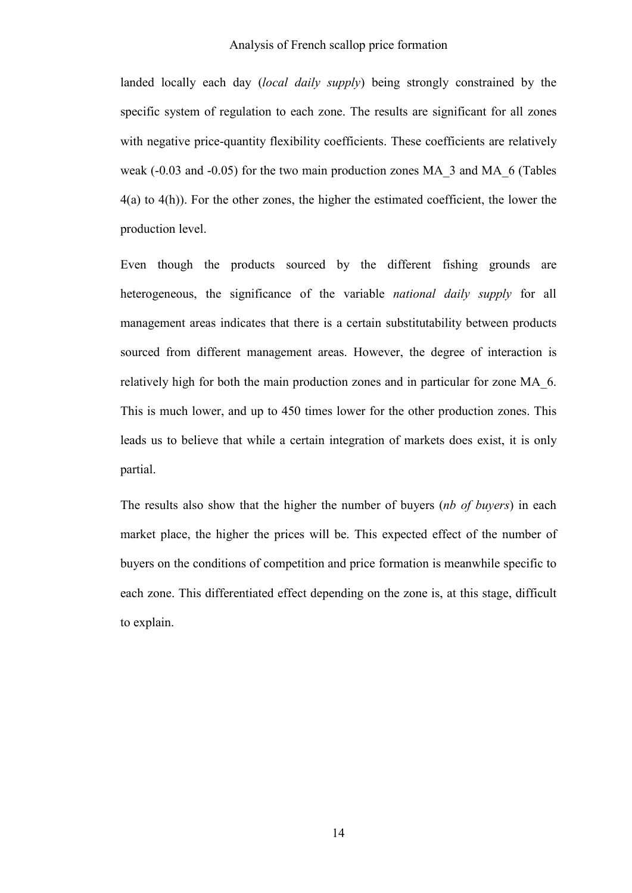landed locally each day (*local daily supply*) being strongly constrained by the specific system of regulation to each zone. The results are significant for all zones with negative price-quantity flexibility coefficients. These coefficients are relatively weak (-0.03 and -0.05) for the two main production zones MA_3 and MA_6 (Tables 4(a) to 4(h)). For the other zones, the higher the estimated coefficient, the lower the production level.

Even though the products sourced by the different fishing grounds are heterogeneous, the significance of the variable *national daily supply* for all management areas indicates that there is a certain substitutability between products sourced from different management areas. However, the degree of interaction is relatively high for both the main production zones and in particular for zone MA_6. This is much lower, and up to 450 times lower for the other production zones. This leads us to believe that while a certain integration of markets does exist, it is only partial.

The results also show that the higher the number of buyers (*nb of buyers*) in each market place, the higher the prices will be. This expected effect of the number of buyers on the conditions of competition and price formation is meanwhile specific to each zone. This differentiated effect depending on the zone is, at this stage, difficult to explain.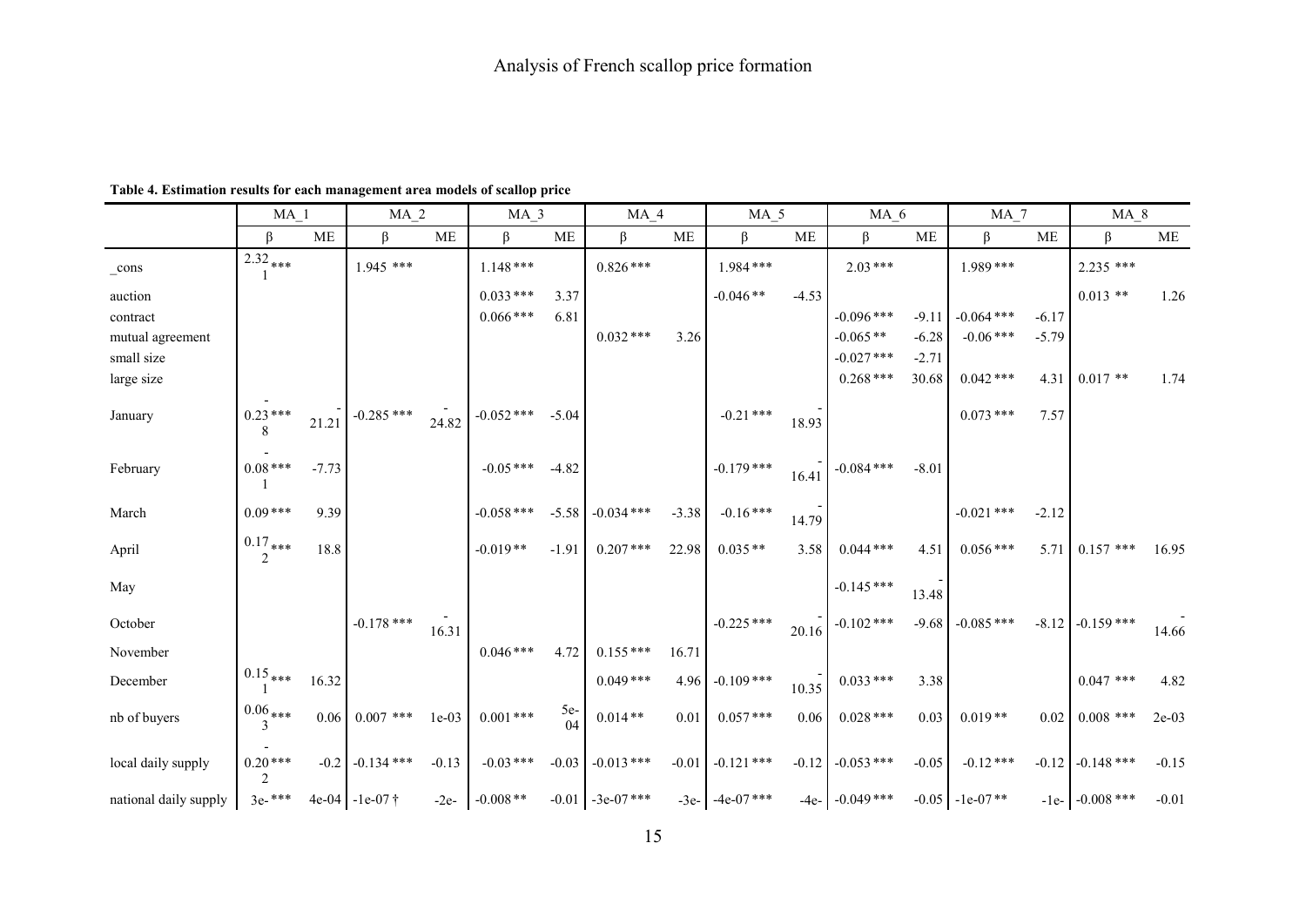**Table 4. Estimation results for each management area models of scallop price**

| | MA_1 | | MA_2 | | MA_3 | | MA_4 | | MA_5 | | MA_6 | | MA_7 | | MA_8 | |
|---|---|---|---|---|---|---|---|---|---|---|---|---|---|---|---|---|
| | β | ME | β | ME | β | ME | β | ME | β | ME | β | ME | β | ME | β | ME |
| _cons | 2.321 *** | | 1.945 *** | | 1.148 *** | | 0.826 *** | | 1.984 *** | | 2.03 *** | | 1.989 *** | | 2.235 *** | |
| auction | | | | | 0.033 *** | 3.37 | | | -0.046 ** | -4.53 | | | | | 0.013 ** | 1.26 |
| contract | | | | | 0.066 *** | 6.81 | | | | | -0.096 *** | -9.11 | -0.064 *** | -6.17 | | |
| mutual agreement | | | | | | | 0.032 *** | 3.26 | | | -0.065 ** | -6.28 | -0.06 *** | -5.79 | | |
| small size | | | | | | | | | | | -0.027 *** | -2.71 | | | | |
| large size | | | | | | | | | | | 0.268 *** | 30.68 | 0.042 *** | 4.31 | 0.017 ** | 1.74 |
| January | -0.238 *** | -21.21 | -0.285 *** | -24.82 | -0.052 *** | -5.04 | | | -0.21 *** | -18.93 | | | 0.073 *** | 7.57 | | |
| February | -0.081 *** | -7.73 | | | -0.05 *** | -4.82 | | | -0.179 *** | -16.41 | -0.084 *** | -8.01 | | | | |
| March | 0.09 *** | 9.39 | | | -0.058 *** | -5.58 | -0.034 *** | -3.38 | -0.16 *** | -14.79 | | | -0.021 *** | -2.12 | | |
| April | 0.172 *** | 18.8 | | | -0.019 ** | -1.91 | 0.207 *** | 22.98 | 0.035 ** | 3.58 | 0.044 *** | 4.51 | 0.056 *** | 5.71 | 0.157 *** | 16.95 |
| May | | | | | | | | | | | -0.145 *** | -13.48 | | | | |
| October | | | -0.178 *** | -16.31 | | | | | -0.225 *** | -20.16 | -0.102 *** | -9.68 | -0.085 *** | -8.12 | -0.159 *** | -14.66 |
| November | | | | | 0.046 *** | 4.72 | 0.155 *** | 16.71 | | | | | | | | |
| December | 0.151 *** | 16.32 | | | | | 0.049 *** | 4.96 | -0.109 *** | -10.35 | 0.033 *** | 3.38 | | | 0.047 *** | 4.82 |
| nb of buyers | 0.063 *** | 0.06 | 0.007 *** | 1e-03 | 0.001 *** | 5e-04 | 0.014 ** | 0.01 | 0.057 *** | 0.06 | 0.028 *** | 0.03 | 0.019 ** | 0.02 | 0.008 *** | 2e-03 |
| local daily supply | -0.202 *** | -0.2 | -0.134 *** | -0.13 | -0.03 *** | -0.03 | -0.013 *** | -0.01 | -0.121 *** | -0.12 | -0.053 *** | -0.05 | -0.12 *** | -0.12 | -0.148 *** | -0.15 |
| national daily supply | 3e- *** | 4e-04 | -1e-07 † | -2e- | -0.008 ** | -0.01 | -3e-07 *** | -3e- | -4e-07 *** | -4e- | -0.049 *** | -0.05 | -1e-07 ** | -1e- | -0.008 *** | -0.01 |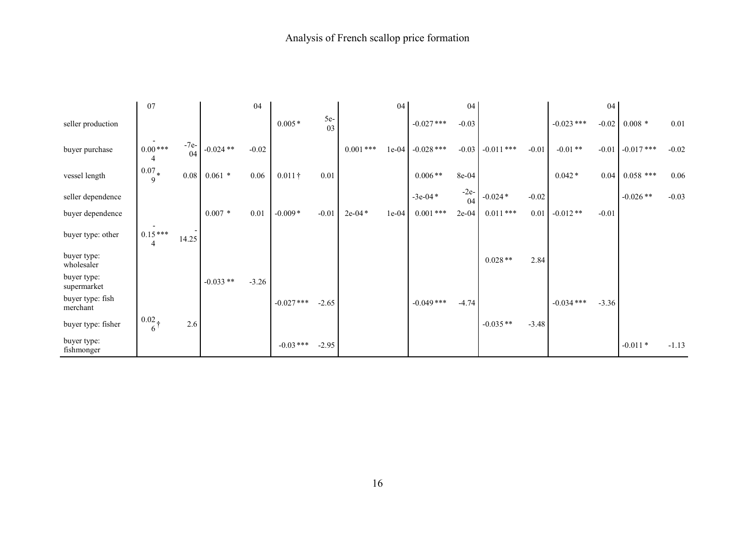| | 07 | | | 04 | | | | 04 | | 04 | | | | 04 | | |
|---|---|---|---|---|---|---|---|---|---|---|---|---|---|---|---|---|
| seller production | | | | | 0.005 * | 5e-03 | | | -0.027 *** | -0.03 | | | -0.023 *** | -0.02 | 0.008 * | 0.01 |
| buyer purchase | -0.004 *** | -7e-04 | -0.024 ** | -0.02 | | | 0.001 *** | 1e-04 | -0.028 *** | -0.03 | -0.011 *** | -0.01 | -0.01 ** | -0.01 | -0.017 *** | -0.02 |
| vessel length | 0.079 * | 0.08 | 0.061 * | 0.06 | 0.011 † | 0.01 | | | 0.006 ** | 8e-04 | | | 0.042 * | 0.04 | 0.058 *** | 0.06 |
| seller dependence | | | | | | | | | -3e-04 * | -2e-04 | -0.024 * | -0.02 | | | -0.026 ** | -0.03 |
| buyer dependence | | | 0.007 * | 0.01 | -0.009 * | -0.01 | 2e-04 * | 1e-04 | 0.001 *** | 2e-04 | 0.011 *** | 0.01 | -0.012 ** | -0.01 | | |
| buyer type: other | -0.154 *** | -14.25 | | | | | | | | | | | | | | |
| buyer type: wholesaler | | | | | | | | | | | 0.028 ** | 2.84 | | | | |
| buyer type: supermarket | | | -0.033 ** | -3.26 | | | | | | | | | | | | |
| buyer type: fish merchant | | | | | -0.027 *** | -2.65 | | | -0.049 *** | -4.74 | | | -0.034 *** | -3.36 | | |
| buyer type: fisher | 0.026 † | 2.6 | | | | | | | | | -0.035 ** | -3.48 | | | | |
| buyer type: fishmonger | | | | | -0.03 *** | -2.95 | | | | | | | | | -0.011 * | -1.13 |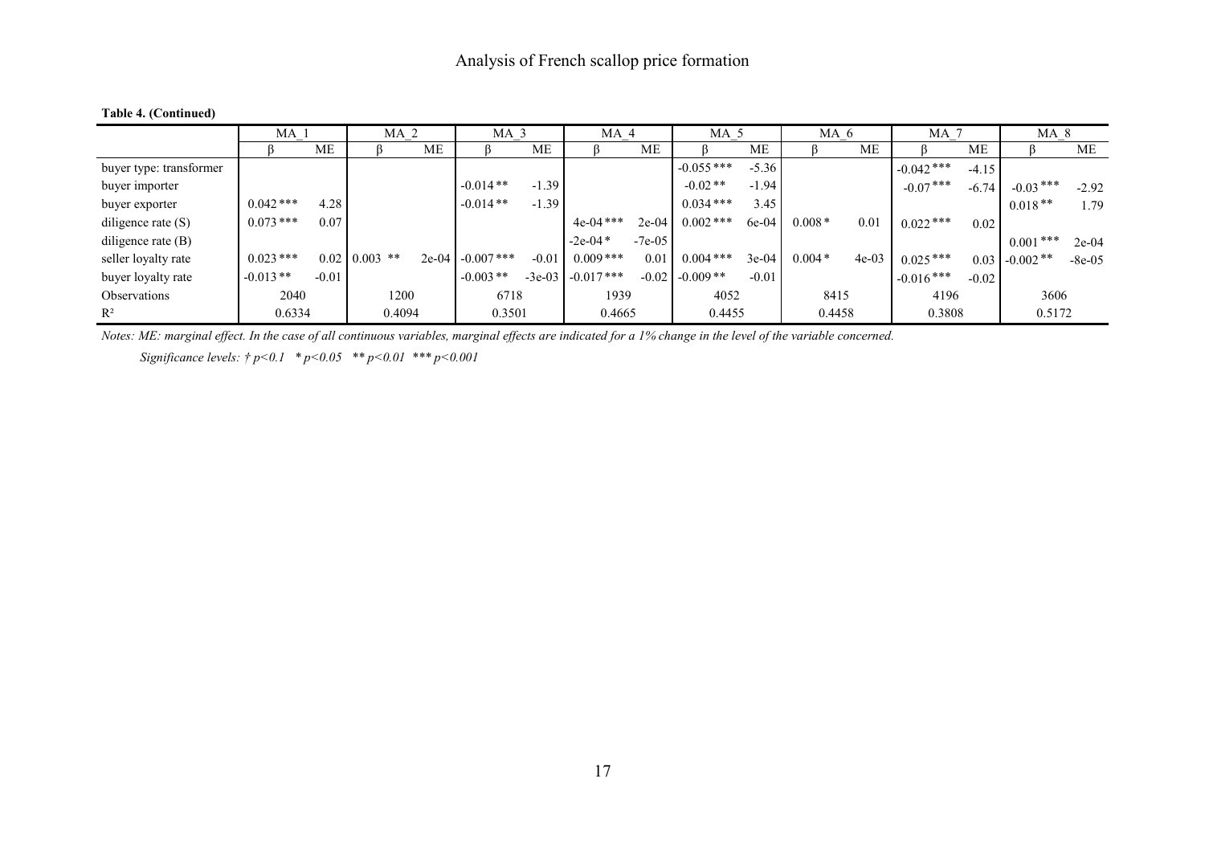**Table 4. (Continued)**

| | MA_1 | | MA_2 | | MA_3 | | MA_4 | | MA_5 | | MA_6 | | MA_7 | | MA_8 | |
|---|---|---|---|---|---|---|---|---|---|---|---|---|---|---|---|---|
| | β | ME | β | ME | β | ME | β | ME | β | ME | β | ME | β | ME | β | ME |
| buyer type: transformer | | | | | | | | | -0.055 *** | -5.36 | | | -0.042 *** | -4.15 | | |
| buyer importer | | | | | -0.014 ** | -1.39 | | | -0.02 ** | -1.94 | | | -0.07 *** | -6.74 | -0.03 *** | -2.92 |
| buyer exporter | 0.042 *** | 4.28 | | | -0.014 ** | -1.39 | | | 0.034 *** | 3.45 | | | | | 0.018 ** | 1.79 |
| diligence rate (S) | 0.073 *** | 0.07 | | | | | 4e-04 *** | 2e-04 | 0.002 *** | 6e-04 | 0.008 * | 0.01 | 0.022 *** | 0.02 | | |
| diligence rate (B) | | | | | | | -2e-04 * | -7e-05 | | | | | | | 0.001 *** | 2e-04 |
| seller loyalty rate | 0.023 *** | 0.02 | 0.003 ** | 2e-04 | -0.007 *** | -0.01 | 0.009 *** | 0.01 | 0.004 *** | 3e-04 | 0.004 * | 4e-03 | 0.025 *** | 0.03 | -0.002 ** | -8e-05 |
| buyer loyalty rate | -0.013 ** | -0.01 | | | -0.003 ** | -3e-03 | -0.017 *** | -0.02 | -0.009 ** | -0.01 | | | -0.016 *** | -0.02 | | |
| Observations | 2040 | | 1200 | | 6718 | | 1939 | | 4052 | | 8415 | | 4196 | | 3606 | |
| $R^2$ | 0.6334 | | 0.4094 | | 0.3501 | | 0.4665 | | 0.4455 | | 0.4458 | | 0.3808 | | 0.5172 | |

*Notes: ME: marginal effect. In the case of all continuous variables, marginal effects are indicated for a 1% change in the level of the variable concerned.*

*Significance levels: † p<0.1 * p<0.05 ** p<0.01 *** p<0.001*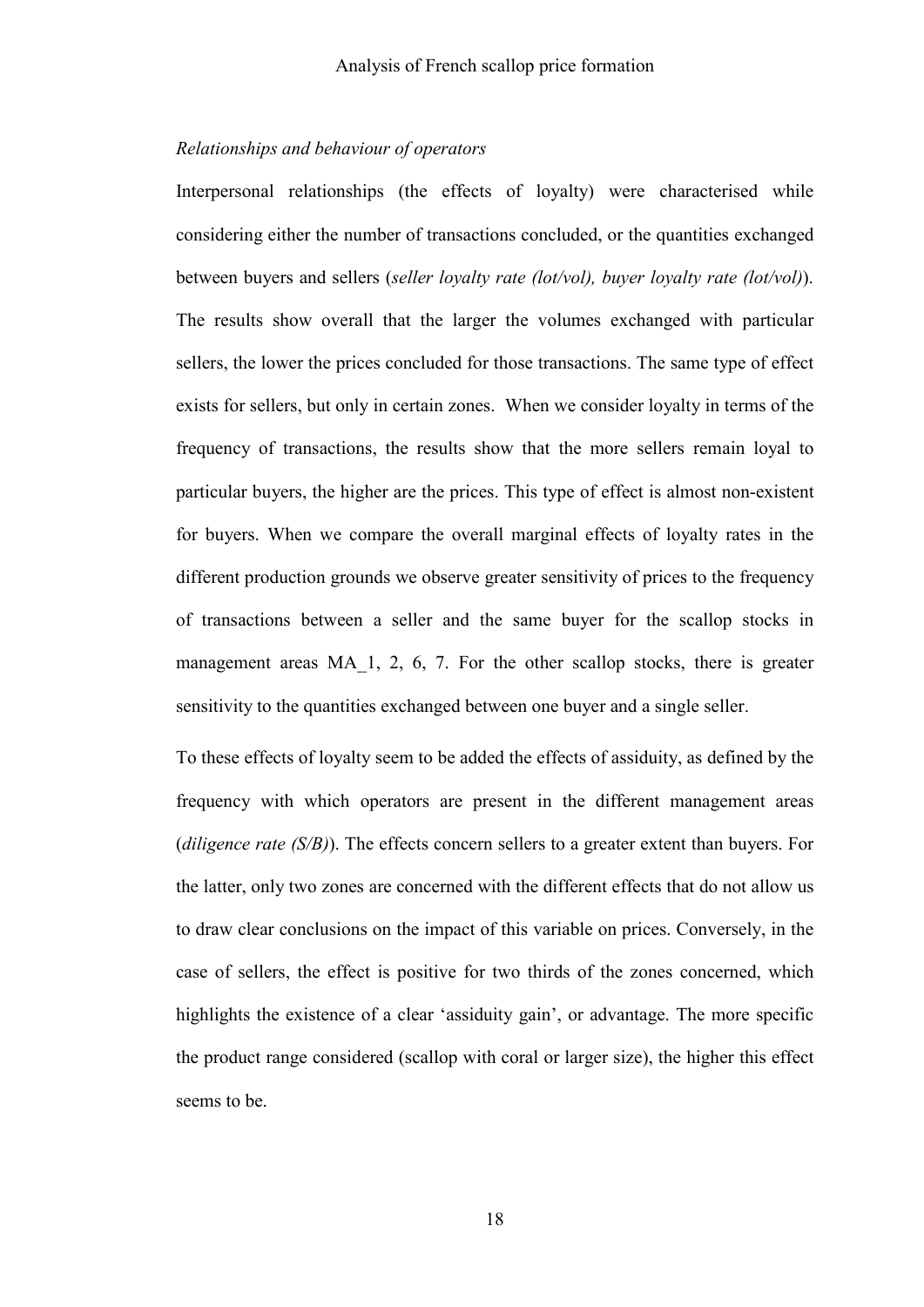*Relationships and behaviour of operators*

Interpersonal relationships (the effects of loyalty) were characterised while considering either the number of transactions concluded, or the quantities exchanged between buyers and sellers (*seller loyalty rate (lot/vol), buyer loyalty rate (lot/vol)*). The results show overall that the larger the volumes exchanged with particular sellers, the lower the prices concluded for those transactions. The same type of effect exists for sellers, but only in certain zones. When we consider loyalty in terms of the frequency of transactions, the results show that the more sellers remain loyal to particular buyers, the higher are the prices. This type of effect is almost non-existent for buyers. When we compare the overall marginal effects of loyalty rates in the different production grounds we observe greater sensitivity of prices to the frequency of transactions between a seller and the same buyer for the scallop stocks in management areas MA_1, 2, 6, 7. For the other scallop stocks, there is greater sensitivity to the quantities exchanged between one buyer and a single seller.

To these effects of loyalty seem to be added the effects of assiduity, as defined by the frequency with which operators are present in the different management areas (*diligence rate (S/B)*). The effects concern sellers to a greater extent than buyers. For the latter, only two zones are concerned with the different effects that do not allow us to draw clear conclusions on the impact of this variable on prices. Conversely, in the case of sellers, the effect is positive for two thirds of the zones concerned, which highlights the existence of a clear 'assiduity gain', or advantage. The more specific the product range considered (scallop with coral or larger size), the higher this effect seems to be.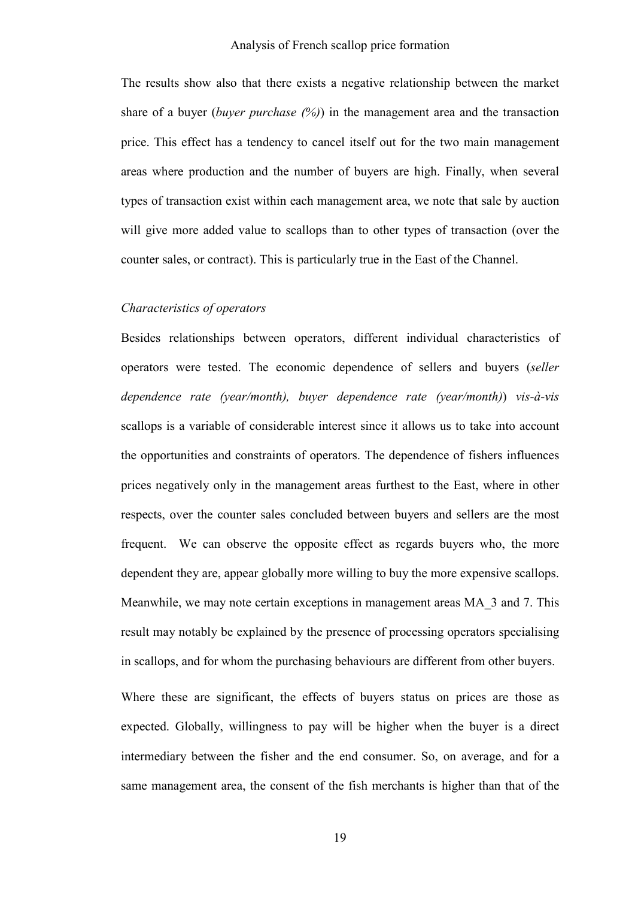The results show also that there exists a negative relationship between the market share of a buyer (*buyer purchase (%)*) in the management area and the transaction price. This effect has a tendency to cancel itself out for the two main management areas where production and the number of buyers are high. Finally, when several types of transaction exist within each management area, we note that sale by auction will give more added value to scallops than to other types of transaction (over the counter sales, or contract). This is particularly true in the East of the Channel.

*Characteristics of operators*

Besides relationships between operators, different individual characteristics of operators were tested. The economic dependence of sellers and buyers (*seller dependence rate (year/month), buyer dependence rate (year/month)*) *vis-à-vis* scallops is a variable of considerable interest since it allows us to take into account the opportunities and constraints of operators. The dependence of fishers influences prices negatively only in the management areas furthest to the East, where in other respects, over the counter sales concluded between buyers and sellers are the most frequent. We can observe the opposite effect as regards buyers who, the more dependent they are, appear globally more willing to buy the more expensive scallops. Meanwhile, we may note certain exceptions in management areas MA_3 and 7. This result may notably be explained by the presence of processing operators specialising in scallops, and for whom the purchasing behaviours are different from other buyers.

Where these are significant, the effects of buyers status on prices are those as expected. Globally, willingness to pay will be higher when the buyer is a direct intermediary between the fisher and the end consumer. So, on average, and for a same management area, the consent of the fish merchants is higher than that of the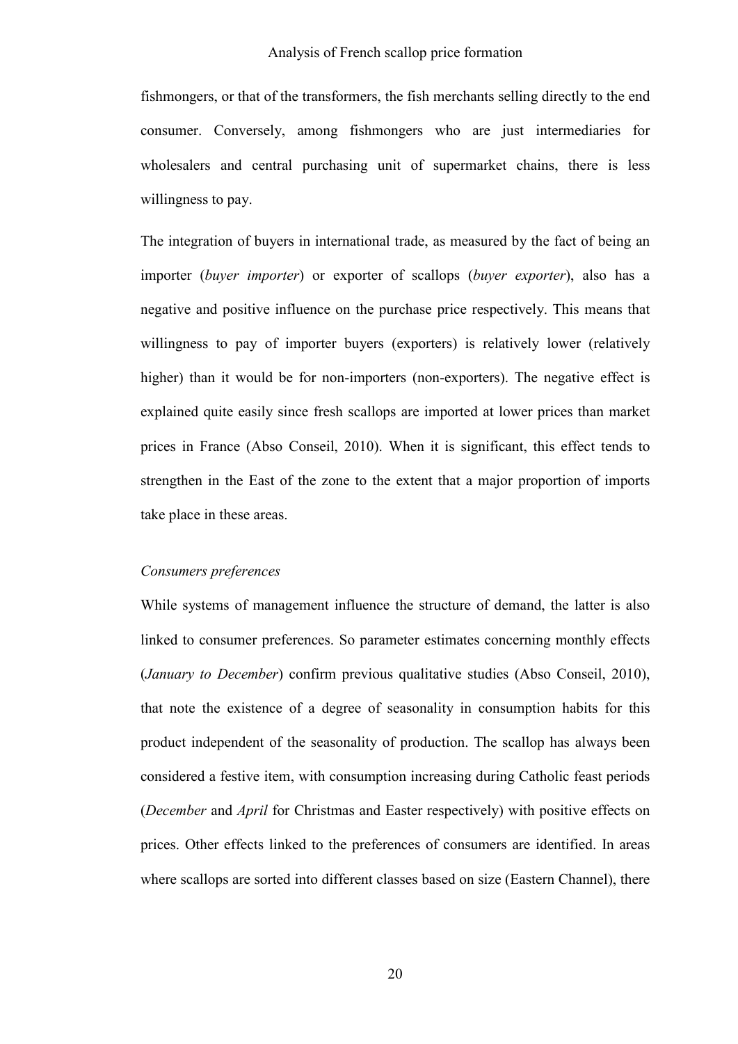fishmongers, or that of the transformers, the fish merchants selling directly to the end consumer. Conversely, among fishmongers who are just intermediaries for wholesalers and central purchasing unit of supermarket chains, there is less willingness to pay.

The integration of buyers in international trade, as measured by the fact of being an importer (*buyer importer*) or exporter of scallops (*buyer exporter*), also has a negative and positive influence on the purchase price respectively. This means that willingness to pay of importer buyers (exporters) is relatively lower (relatively higher) than it would be for non-importers (non-exporters). The negative effect is explained quite easily since fresh scallops are imported at lower prices than market prices in France (Abso Conseil, 2010). When it is significant, this effect tends to strengthen in the East of the zone to the extent that a major proportion of imports take place in these areas.

*Consumers preferences*

While systems of management influence the structure of demand, the latter is also linked to consumer preferences. So parameter estimates concerning monthly effects (*January to December*) confirm previous qualitative studies (Abso Conseil, 2010), that note the existence of a degree of seasonality in consumption habits for this product independent of the seasonality of production. The scallop has always been considered a festive item, with consumption increasing during Catholic feast periods (*December* and *April* for Christmas and Easter respectively) with positive effects on prices. Other effects linked to the preferences of consumers are identified. In areas where scallops are sorted into different classes based on size (Eastern Channel), there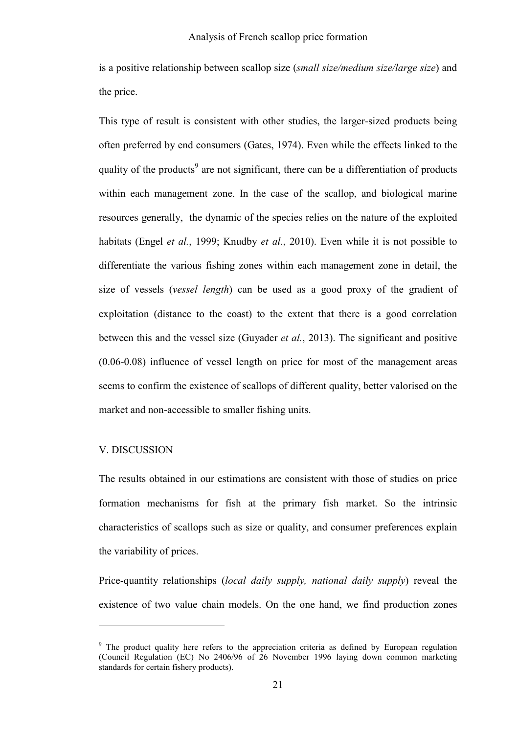is a positive relationship between scallop size (*small size/medium size/large size*) and the price.

This type of result is consistent with other studies, the larger-sized products being often preferred by end consumers (Gates, 1974). Even while the effects linked to the quality of the products[9] are not significant, there can be a differentiation of products within each management zone. In the case of the scallop, and biological marine resources generally, the dynamic of the species relies on the nature of the exploited habitats (Engel *et al.*, 1999; Knudby *et al.*, 2010). Even while it is not possible to differentiate the various fishing zones within each management zone in detail, the size of vessels (*vessel length*) can be used as a good proxy of the gradient of exploitation (distance to the coast) to the extent that there is a good correlation between this and the vessel size (Guyader *et al.*, 2013). The significant and positive (0.06-0.08) influence of vessel length on price for most of the management areas seems to confirm the existence of scallops of different quality, better valorised on the market and non-accessible to smaller fishing units.

## V. DISCUSSION

The results obtained in our estimations are consistent with those of studies on price formation mechanisms for fish at the primary fish market. So the intrinsic characteristics of scallops such as size or quality, and consumer preferences explain the variability of prices.

Price-quantity relationships (*local daily supply, national daily supply*) reveal the existence of two value chain models. On the one hand, we find production zones

---

[9] The product quality here refers to the appreciation criteria as defined by European regulation (Council Regulation (EC) No 2406/96 of 26 November 1996 laying down common marketing standards for certain fishery products).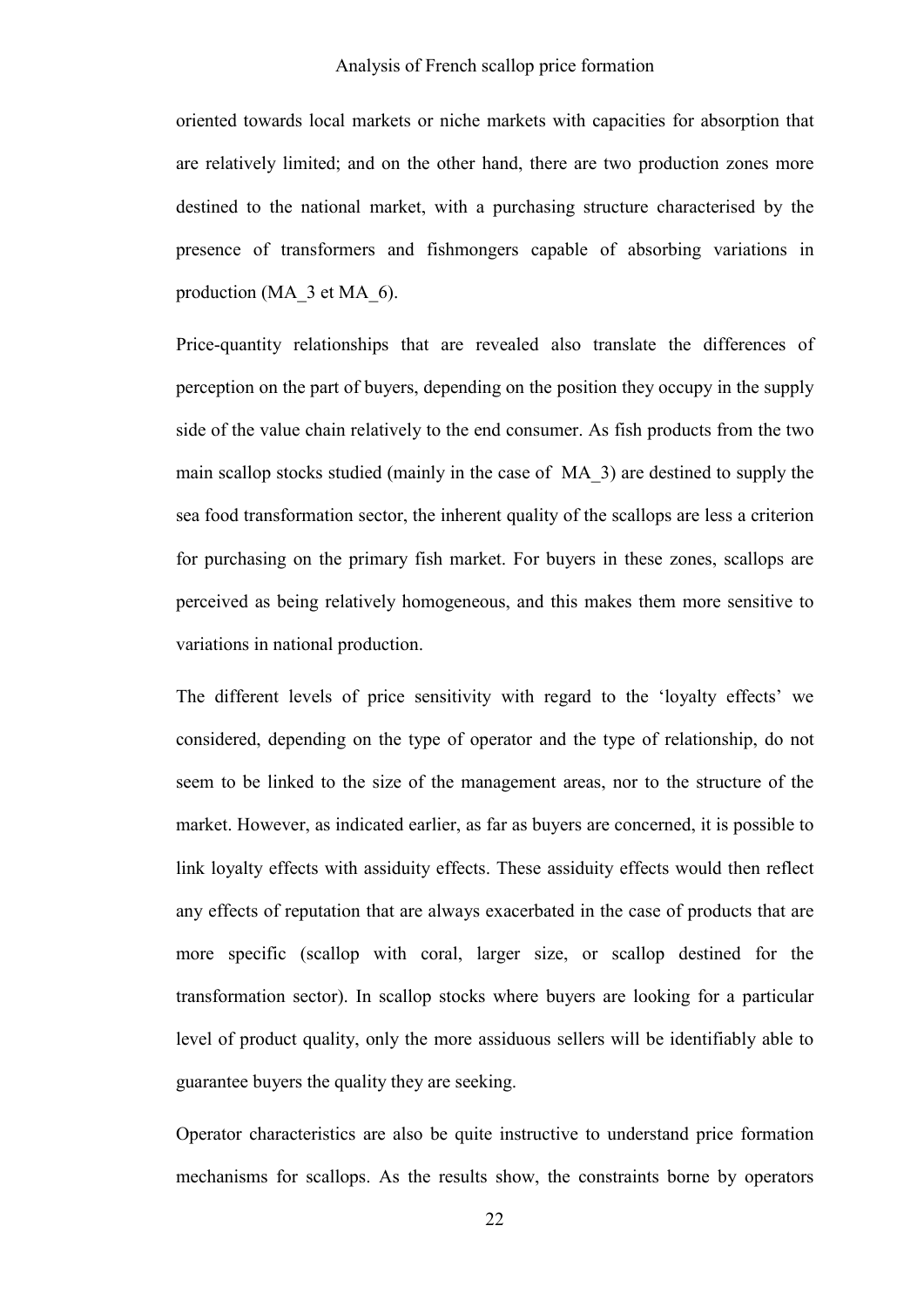oriented towards local markets or niche markets with capacities for absorption that are relatively limited; and on the other hand, there are two production zones more destined to the national market, with a purchasing structure characterised by the presence of transformers and fishmongers capable of absorbing variations in production (MA_3 et MA_6).

Price-quantity relationships that are revealed also translate the differences of perception on the part of buyers, depending on the position they occupy in the supply side of the value chain relatively to the end consumer. As fish products from the two main scallop stocks studied (mainly in the case of MA_3) are destined to supply the sea food transformation sector, the inherent quality of the scallops are less a criterion for purchasing on the primary fish market. For buyers in these zones, scallops are perceived as being relatively homogeneous, and this makes them more sensitive to variations in national production.

The different levels of price sensitivity with regard to the 'loyalty effects' we considered, depending on the type of operator and the type of relationship, do not seem to be linked to the size of the management areas, nor to the structure of the market. However, as indicated earlier, as far as buyers are concerned, it is possible to link loyalty effects with assiduity effects. These assiduity effects would then reflect any effects of reputation that are always exacerbated in the case of products that are more specific (scallop with coral, larger size, or scallop destined for the transformation sector). In scallop stocks where buyers are looking for a particular level of product quality, only the more assiduous sellers will be identifiably able to guarantee buyers the quality they are seeking.

Operator characteristics are also be quite instructive to understand price formation mechanisms for scallops. As the results show, the constraints borne by operators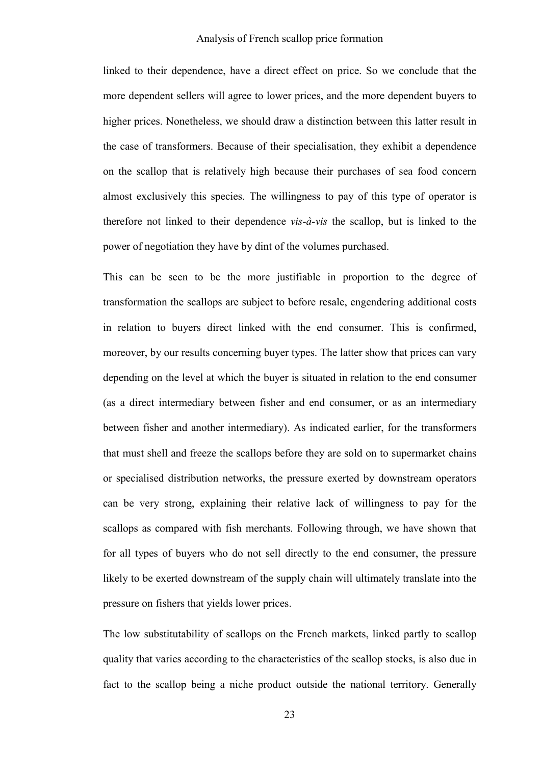linked to their dependence, have a direct effect on price. So we conclude that the more dependent sellers will agree to lower prices, and the more dependent buyers to higher prices. Nonetheless, we should draw a distinction between this latter result in the case of transformers. Because of their specialisation, they exhibit a dependence on the scallop that is relatively high because their purchases of sea food concern almost exclusively this species. The willingness to pay of this type of operator is therefore not linked to their dependence *vis-à-vis* the scallop, but is linked to the power of negotiation they have by dint of the volumes purchased.

This can be seen to be the more justifiable in proportion to the degree of transformation the scallops are subject to before resale, engendering additional costs in relation to buyers direct linked with the end consumer. This is confirmed, moreover, by our results concerning buyer types. The latter show that prices can vary depending on the level at which the buyer is situated in relation to the end consumer (as a direct intermediary between fisher and end consumer, or as an intermediary between fisher and another intermediary). As indicated earlier, for the transformers that must shell and freeze the scallops before they are sold on to supermarket chains or specialised distribution networks, the pressure exerted by downstream operators can be very strong, explaining their relative lack of willingness to pay for the scallops as compared with fish merchants. Following through, we have shown that for all types of buyers who do not sell directly to the end consumer, the pressure likely to be exerted downstream of the supply chain will ultimately translate into the pressure on fishers that yields lower prices.

The low substitutability of scallops on the French markets, linked partly to scallop quality that varies according to the characteristics of the scallop stocks, is also due in fact to the scallop being a niche product outside the national territory. Generally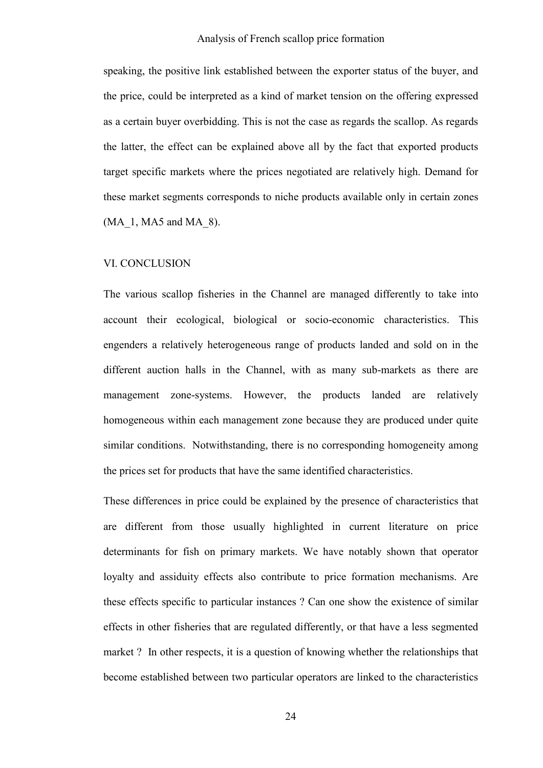speaking, the positive link established between the exporter status of the buyer, and the price, could be interpreted as a kind of market tension on the offering expressed as a certain buyer overbidding. This is not the case as regards the scallop. As regards the latter, the effect can be explained above all by the fact that exported products target specific markets where the prices negotiated are relatively high. Demand for these market segments corresponds to niche products available only in certain zones (MA_1, MA5 and MA_8).

## VI. CONCLUSION

The various scallop fisheries in the Channel are managed differently to take into account their ecological, biological or socio-economic characteristics. This engenders a relatively heterogeneous range of products landed and sold on in the different auction halls in the Channel, with as many sub-markets as there are management zone-systems. However, the products landed are relatively homogeneous within each management zone because they are produced under quite similar conditions. Notwithstanding, there is no corresponding homogeneity among the prices set for products that have the same identified characteristics.

These differences in price could be explained by the presence of characteristics that are different from those usually highlighted in current literature on price determinants for fish on primary markets. We have notably shown that operator loyalty and assiduity effects also contribute to price formation mechanisms. Are these effects specific to particular instances ? Can one show the existence of similar effects in other fisheries that are regulated differently, or that have a less segmented market ? In other respects, it is a question of knowing whether the relationships that become established between two particular operators are linked to the characteristics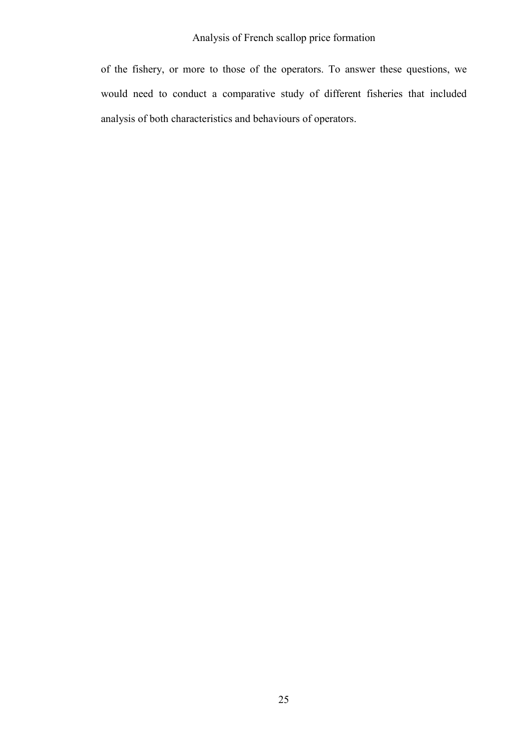of the fishery, or more to those of the operators. To answer these questions, we would need to conduct a comparative study of different fisheries that included analysis of both characteristics and behaviours of operators.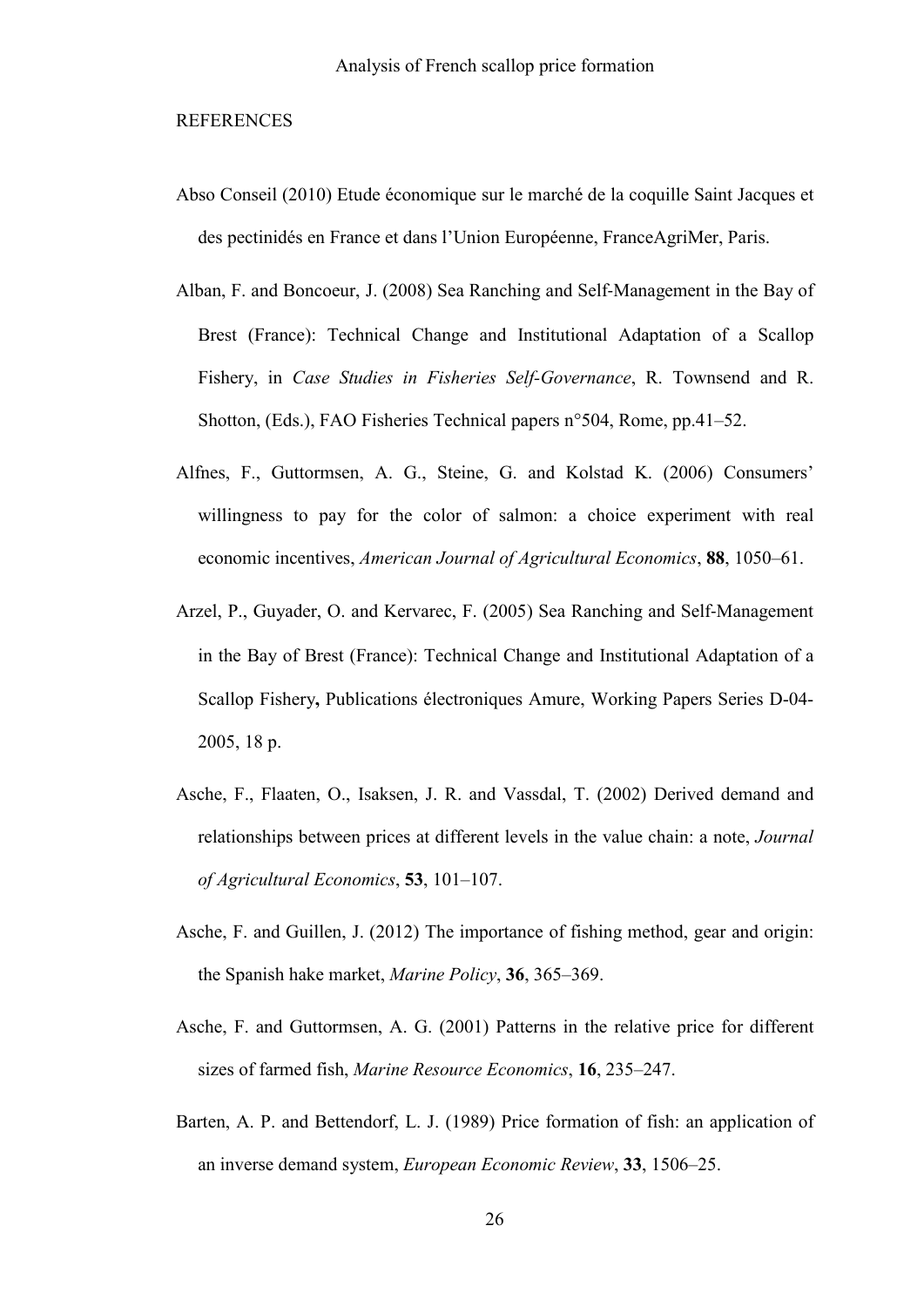REFERENCES

Abso Conseil (2010) Etude économique sur le marché de la coquille Saint Jacques et des pectinidés en France et dans l'Union Européenne, FranceAgriMer, Paris.

Alban, F. and Boncoeur, J. (2008) Sea Ranching and Self-Management in the Bay of Brest (France): Technical Change and Institutional Adaptation of a Scallop Fishery, in *Case Studies in Fisheries Self-Governance*, R. Townsend and R. Shotton, (Eds.), FAO Fisheries Technical papers n°504, Rome, pp.41–52.

Alfnes, F., Guttormsen, A. G., Steine, G. and Kolstad K. (2006) Consumers' willingness to pay for the color of salmon: a choice experiment with real economic incentives, *American Journal of Agricultural Economics*, **88**, 1050–61.

Arzel, P., Guyader, O. and Kervarec, F. (2005) Sea Ranching and Self-Management in the Bay of Brest (France): Technical Change and Institutional Adaptation of a Scallop Fishery**,** Publications électroniques Amure, Working Papers Series D-04-2005, 18 p.

Asche, F., Flaaten, O., Isaksen, J. R. and Vassdal, T. (2002) Derived demand and relationships between prices at different levels in the value chain: a note, *Journal of Agricultural Economics*, **53**, 101–107.

Asche, F. and Guillen, J. (2012) The importance of fishing method, gear and origin: the Spanish hake market, *Marine Policy*, **36**, 365–369.

Asche, F. and Guttormsen, A. G. (2001) Patterns in the relative price for different sizes of farmed fish, *Marine Resource Economics*, **16**, 235–247.

Barten, A. P. and Bettendorf, L. J. (1989) Price formation of fish: an application of an inverse demand system, *European Economic Review*, **33**, 1506–25.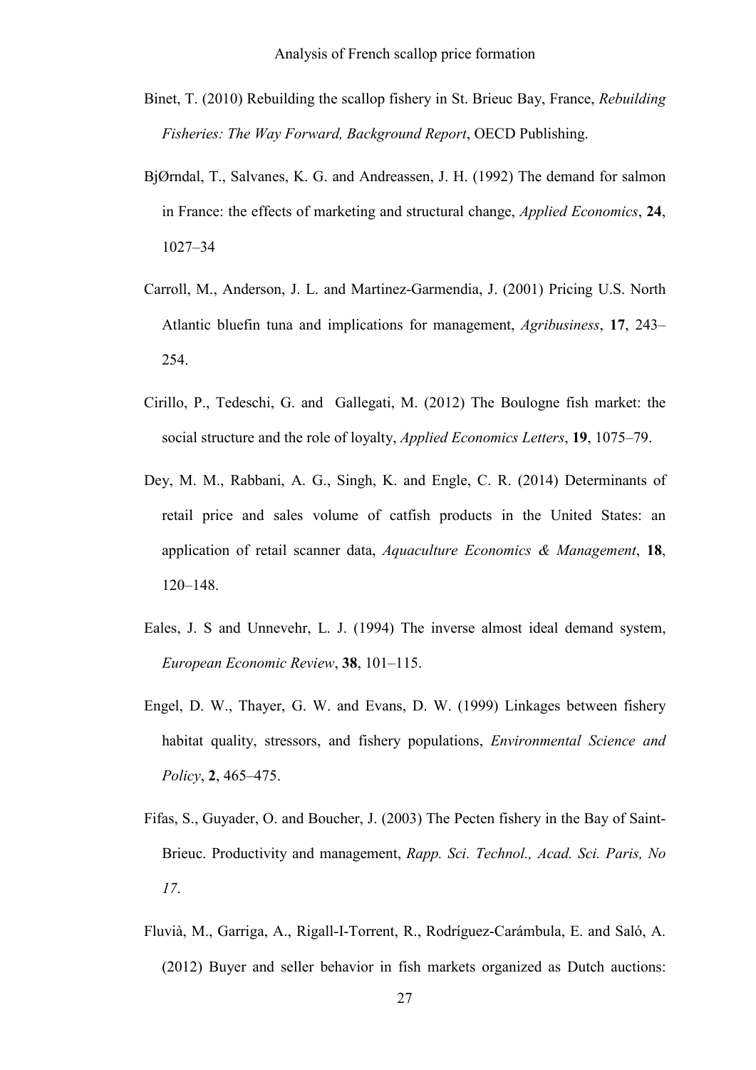Binet, T. (2010) Rebuilding the scallop fishery in St. Brieuc Bay, France, *Rebuilding Fisheries: The Way Forward, Background Report*, OECD Publishing.

BjØrndal, T., Salvanes, K. G. and Andreassen, J. H. (1992) The demand for salmon in France: the effects of marketing and structural change, *Applied Economics*, **24**, 1027–34

Carroll, M., Anderson, J. L. and Martinez-Garmendia, J. (2001) Pricing U.S. North Atlantic bluefin tuna and implications for management, *Agribusiness*, **17**, 243–254.

Cirillo, P., Tedeschi, G. and Gallegati, M. (2012) The Boulogne fish market: the social structure and the role of loyalty, *Applied Economics Letters*, **19**, 1075–79.

Dey, M. M., Rabbani, A. G., Singh, K. and Engle, C. R. (2014) Determinants of retail price and sales volume of catfish products in the United States: an application of retail scanner data, *Aquaculture Economics & Management*, **18**, 120–148.

Eales, J. S and Unnevehr, L. J. (1994) The inverse almost ideal demand system, *European Economic Review*, **38**, 101–115.

Engel, D. W., Thayer, G. W. and Evans, D. W. (1999) Linkages between fishery habitat quality, stressors, and fishery populations, *Environmental Science and Policy*, **2**, 465–475.

Fifas, S., Guyader, O. and Boucher, J. (2003) The Pecten fishery in the Bay of Saint-Brieuc. Productivity and management, *Rapp. Sci. Technol., Acad. Sci. Paris, No 17*.

Fluvià, M., Garriga, A., Rigall-I-Torrent, R., Rodríguez-Carámbula, E. and Saló, A. (2012) Buyer and seller behavior in fish markets organized as Dutch auctions: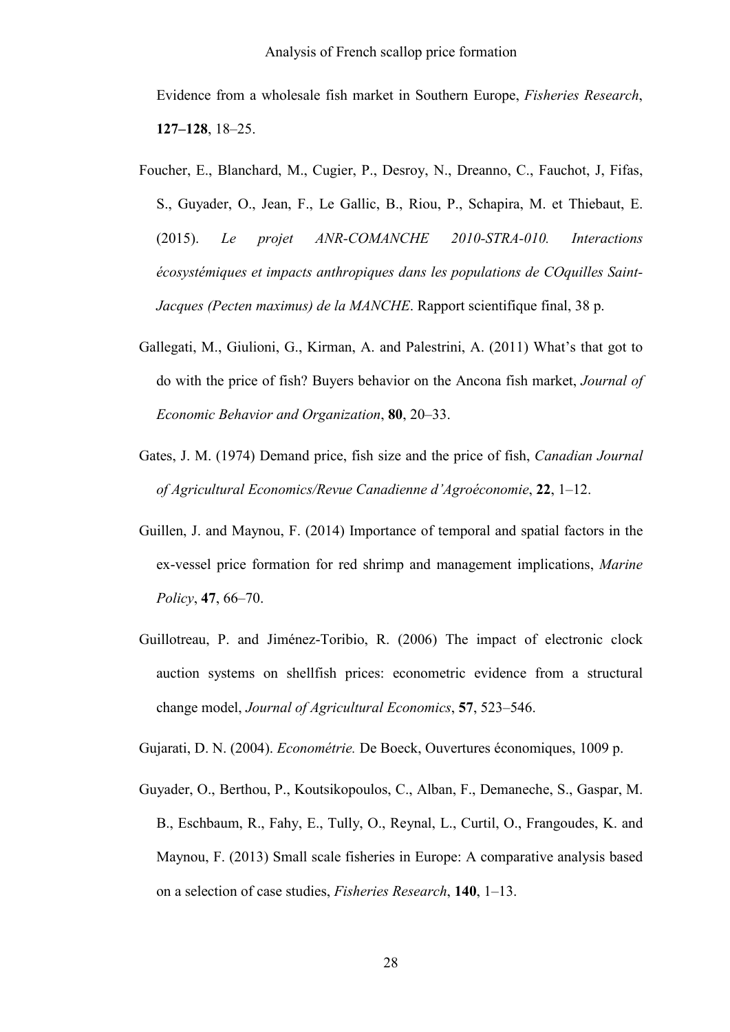Evidence from a wholesale fish market in Southern Europe, *Fisheries Research*, **127–128**, 18–25.

Foucher, E., Blanchard, M., Cugier, P., Desroy, N., Dreanno, C., Fauchot, J, Fifas, S., Guyader, O., Jean, F., Le Gallic, B., Riou, P., Schapira, M. et Thiebaut, E. (2015). *Le projet ANR-COMANCHE 2010-STRA-010. Interactions écosystémiques et impacts anthropiques dans les populations de COquilles Saint-Jacques (Pecten maximus) de la MANCHE*. Rapport scientifique final, 38 p.

Gallegati, M., Giulioni, G., Kirman, A. and Palestrini, A. (2011) What's that got to do with the price of fish? Buyers behavior on the Ancona fish market, *Journal of Economic Behavior and Organization*, **80**, 20–33.

Gates, J. M. (1974) Demand price, fish size and the price of fish, *Canadian Journal of Agricultural Economics/Revue Canadienne d'Agroéconomie*, **22**, 1–12.

Guillen, J. and Maynou, F. (2014) Importance of temporal and spatial factors in the ex-vessel price formation for red shrimp and management implications, *Marine Policy*, **47**, 66–70.

Guillotreau, P. and Jiménez-Toribio, R. (2006) The impact of electronic clock auction systems on shellfish prices: econometric evidence from a structural change model, *Journal of Agricultural Economics*, **57**, 523–546.

Gujarati, D. N. (2004). *Econométrie.* De Boeck, Ouvertures économiques, 1009 p.

Guyader, O., Berthou, P., Koutsikopoulos, C., Alban, F., Demaneche, S., Gaspar, M. B., Eschbaum, R., Fahy, E., Tully, O., Reynal, L., Curtil, O., Frangoudes, K. and Maynou, F. (2013) Small scale fisheries in Europe: A comparative analysis based on a selection of case studies, *Fisheries Research*, **140**, 1–13.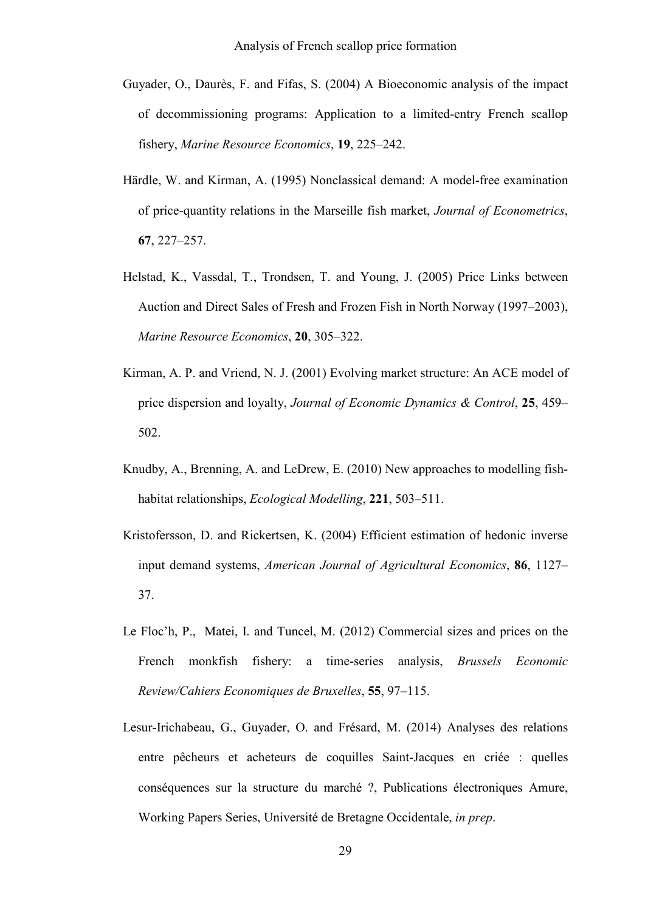Guyader, O., Daurès, F. and Fifas, S. (2004) A Bioeconomic analysis of the impact of decommissioning programs: Application to a limited-entry French scallop fishery, *Marine Resource Economics*, **19**, 225–242.

Härdle, W. and Kirman, A. (1995) Nonclassical demand: A model-free examination of price-quantity relations in the Marseille fish market, *Journal of Econometrics*, **67**, 227–257.

Helstad, K., Vassdal, T., Trondsen, T. and Young, J. (2005) Price Links between Auction and Direct Sales of Fresh and Frozen Fish in North Norway (1997–2003), *Marine Resource Economics*, **20**, 305–322.

Kirman, A. P. and Vriend, N. J. (2001) Evolving market structure: An ACE model of price dispersion and loyalty, *Journal of Economic Dynamics & Control*, **25**, 459–502.

Knudby, A., Brenning, A. and LeDrew, E. (2010) New approaches to modelling fish-habitat relationships, *Ecological Modelling*, **221**, 503–511.

Kristofersson, D. and Rickertsen, K. (2004) Efficient estimation of hedonic inverse input demand systems, *American Journal of Agricultural Economics*, **86**, 1127–37.

Le Floc'h, P., Matei, I. and Tuncel, M. (2012) Commercial sizes and prices on the French monkfish fishery: a time-series analysis, *Brussels Economic Review/Cahiers Economiques de Bruxelles*, **55**, 97–115.

Lesur-Irichabeau, G., Guyader, O. and Frésard, M. (2014) Analyses des relations entre pêcheurs et acheteurs de coquilles Saint-Jacques en criée : quelles conséquences sur la structure du marché ?, Publications électroniques Amure, Working Papers Series, Université de Bretagne Occidentale, *in prep*.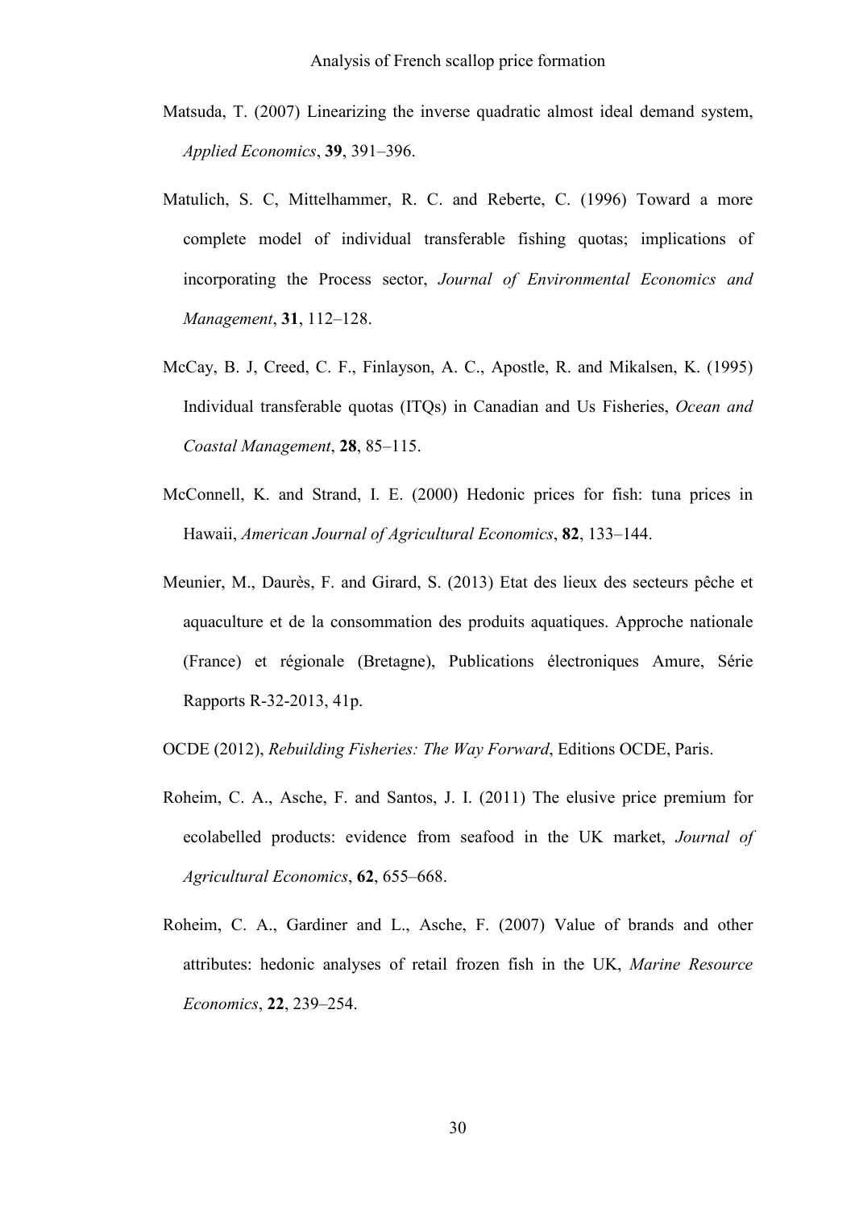Matsuda, T. (2007) Linearizing the inverse quadratic almost ideal demand system, *Applied Economics*, **39**, 391–396.

Matulich, S. C, Mittelhammer, R. C. and Reberte, C. (1996) Toward a more complete model of individual transferable fishing quotas; implications of incorporating the Process sector, *Journal of Environmental Economics and Management*, **31**, 112–128.

McCay, B. J, Creed, C. F., Finlayson, A. C., Apostle, R. and Mikalsen, K. (1995) Individual transferable quotas (ITQs) in Canadian and Us Fisheries, *Ocean and Coastal Management*, **28**, 85–115.

McConnell, K. and Strand, I. E. (2000) Hedonic prices for fish: tuna prices in Hawaii, *American Journal of Agricultural Economics*, **82**, 133–144.

Meunier, M., Daurès, F. and Girard, S. (2013) Etat des lieux des secteurs pêche et aquaculture et de la consommation des produits aquatiques. Approche nationale (France) et régionale (Bretagne), Publications électroniques Amure, Série Rapports R-32-2013, 41p.

OCDE (2012), *Rebuilding Fisheries: The Way Forward*, Editions OCDE, Paris.

Roheim, C. A., Asche, F. and Santos, J. I. (2011) The elusive price premium for ecolabelled products: evidence from seafood in the UK market, *Journal of Agricultural Economics*, **62**, 655–668.

Roheim, C. A., Gardiner and L., Asche, F. (2007) Value of brands and other attributes: hedonic analyses of retail frozen fish in the UK, *Marine Resource Economics*, **22**, 239–254.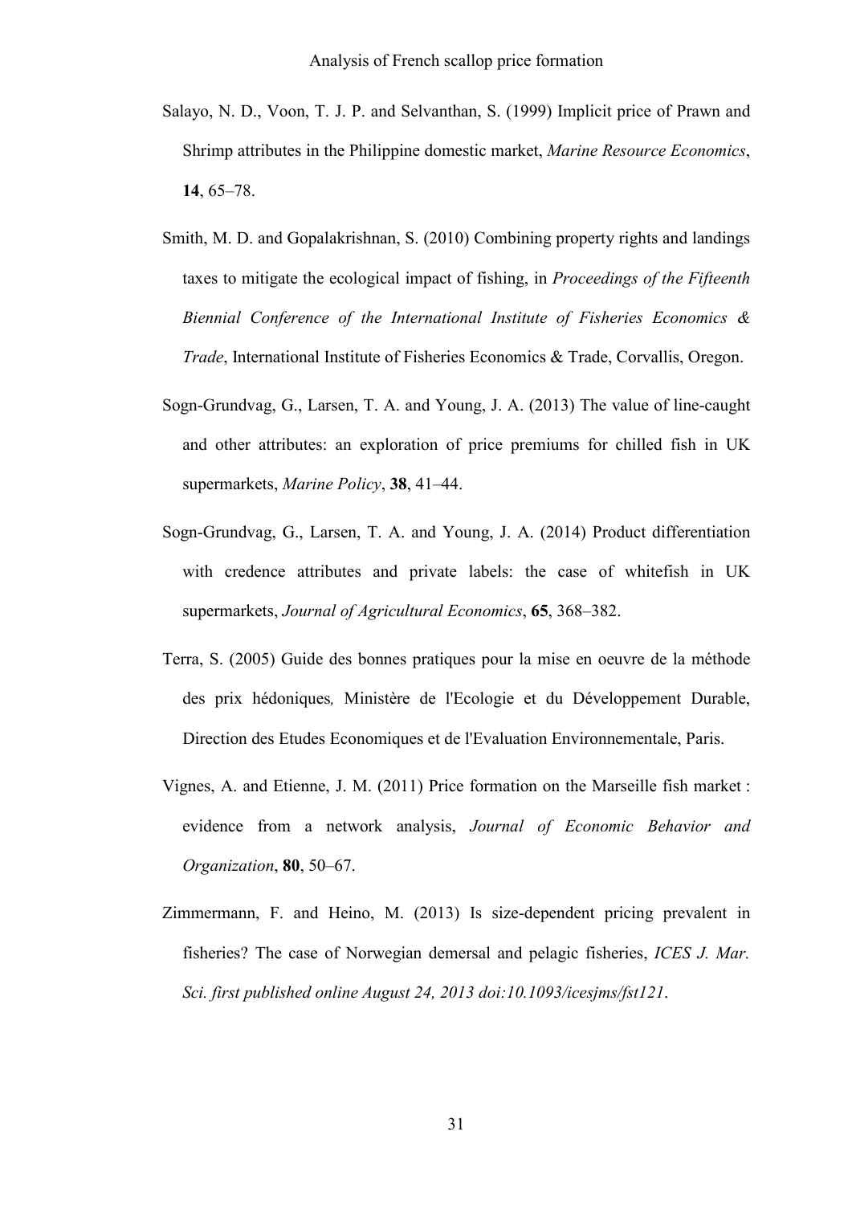Salayo, N. D., Voon, T. J. P. and Selvanthan, S. (1999) Implicit price of Prawn and Shrimp attributes in the Philippine domestic market, *Marine Resource Economics*, **14**, 65–78.

Smith, M. D. and Gopalakrishnan, S. (2010) Combining property rights and landings taxes to mitigate the ecological impact of fishing, in *Proceedings of the Fifteenth Biennial Conference of the International Institute of Fisheries Economics & Trade*, International Institute of Fisheries Economics & Trade, Corvallis, Oregon.

Sogn-Grundvag, G., Larsen, T. A. and Young, J. A. (2013) The value of line-caught and other attributes: an exploration of price premiums for chilled fish in UK supermarkets, *Marine Policy*, **38**, 41–44.

Sogn-Grundvag, G., Larsen, T. A. and Young, J. A. (2014) Product differentiation with credence attributes and private labels: the case of whitefish in UK supermarkets, *Journal of Agricultural Economics*, **65**, 368–382.

Terra, S. (2005) Guide des bonnes pratiques pour la mise en oeuvre de la méthode des prix hédoniques*,* Ministère de l'Ecologie et du Développement Durable, Direction des Etudes Economiques et de l'Evaluation Environnementale, Paris.

Vignes, A. and Etienne, J. M. (2011) Price formation on the Marseille fish market : evidence from a network analysis, *Journal of Economic Behavior and Organization*, **80**, 50–67.

Zimmermann, F. and Heino, M. (2013) Is size-dependent pricing prevalent in fisheries? The case of Norwegian demersal and pelagic fisheries, *ICES J. Mar. Sci. first published online August 24, 2013 doi:10.1093/icesjms/fst121*.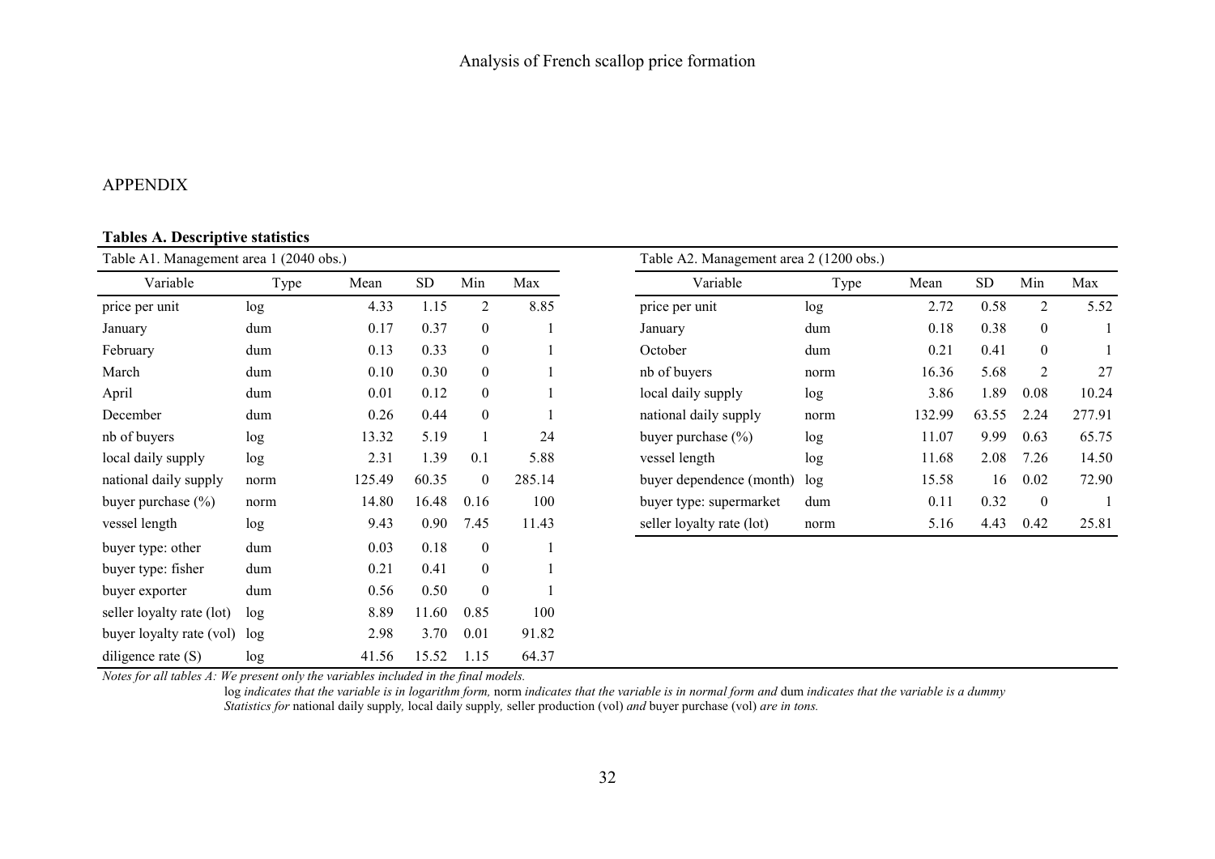## APPENDIX

**Tables A. Descriptive statistics**

Table A1. Management area 1 (2040 obs.)

| Variable | Type | Mean | SD | Min | Max |
|---|---|---|---|---|---|
| price per unit | log | 4.33 | 1.15 | 2 | 8.85 |
| January | dum | 0.17 | 0.37 | 0 | 1 |
| February | dum | 0.13 | 0.33 | 0 | 1 |
| March | dum | 0.10 | 0.30 | 0 | 1 |
| April | dum | 0.01 | 0.12 | 0 | 1 |
| December | dum | 0.26 | 0.44 | 0 | 1 |
| nb of buyers | log | 13.32 | 5.19 | 1 | 24 |
| local daily supply | log | 2.31 | 1.39 | 0.1 | 5.88 |
| national daily supply | norm | 125.49 | 60.35 | 0 | 285.14 |
| buyer purchase (%) | norm | 14.80 | 16.48 | 0.16 | 100 |
| vessel length | log | 9.43 | 0.90 | 7.45 | 11.43 |
| buyer type: other | dum | 0.03 | 0.18 | 0 | 1 |
| buyer type: fisher | dum | 0.21 | 0.41 | 0 | 1 |
| buyer exporter | dum | 0.56 | 0.50 | 0 | 1 |
| seller loyalty rate (lot) | log | 8.89 | 11.60 | 0.85 | 100 |
| buyer loyalty rate (vol) | log | 2.98 | 3.70 | 0.01 | 91.82 |
| diligence rate (S) | log | 41.56 | 15.52 | 1.15 | 64.37 |

Table A2. Management area 2 (1200 obs.)

| Variable | Type | Mean | SD | Min | Max |
|---|---|---|---|---|---|
| price per unit | log | 2.72 | 0.58 | 2 | 5.52 |
| January | dum | 0.18 | 0.38 | 0 | 1 |
| October | dum | 0.21 | 0.41 | 0 | 1 |
| nb of buyers | norm | 16.36 | 5.68 | 2 | 27 |
| local daily supply | log | 3.86 | 1.89 | 0.08 | 10.24 |
| national daily supply | norm | 132.99 | 63.55 | 2.24 | 277.91 |
| buyer purchase (%) | log | 11.07 | 9.99 | 0.63 | 65.75 |
| vessel length | log | 11.68 | 2.08 | 7.26 | 14.50 |
| buyer dependence (month) | log | 15.58 | 16 | 0.02 | 72.90 |
| buyer type: supermarket | dum | 0.11 | 0.32 | 0 | 1 |
| seller loyalty rate (lot) | norm | 5.16 | 4.43 | 0.42 | 25.81 |

*Notes for all tables A: We present only the variables included in the final models.*
log *indicates that the variable is in logarithm form,* norm *indicates that the variable is in normal form and* dum *indicates that the variable is a dummy*
*Statistics for* national daily supply*,* local daily supply*,* seller production (vol) *and* buyer purchase (vol) *are in tons.*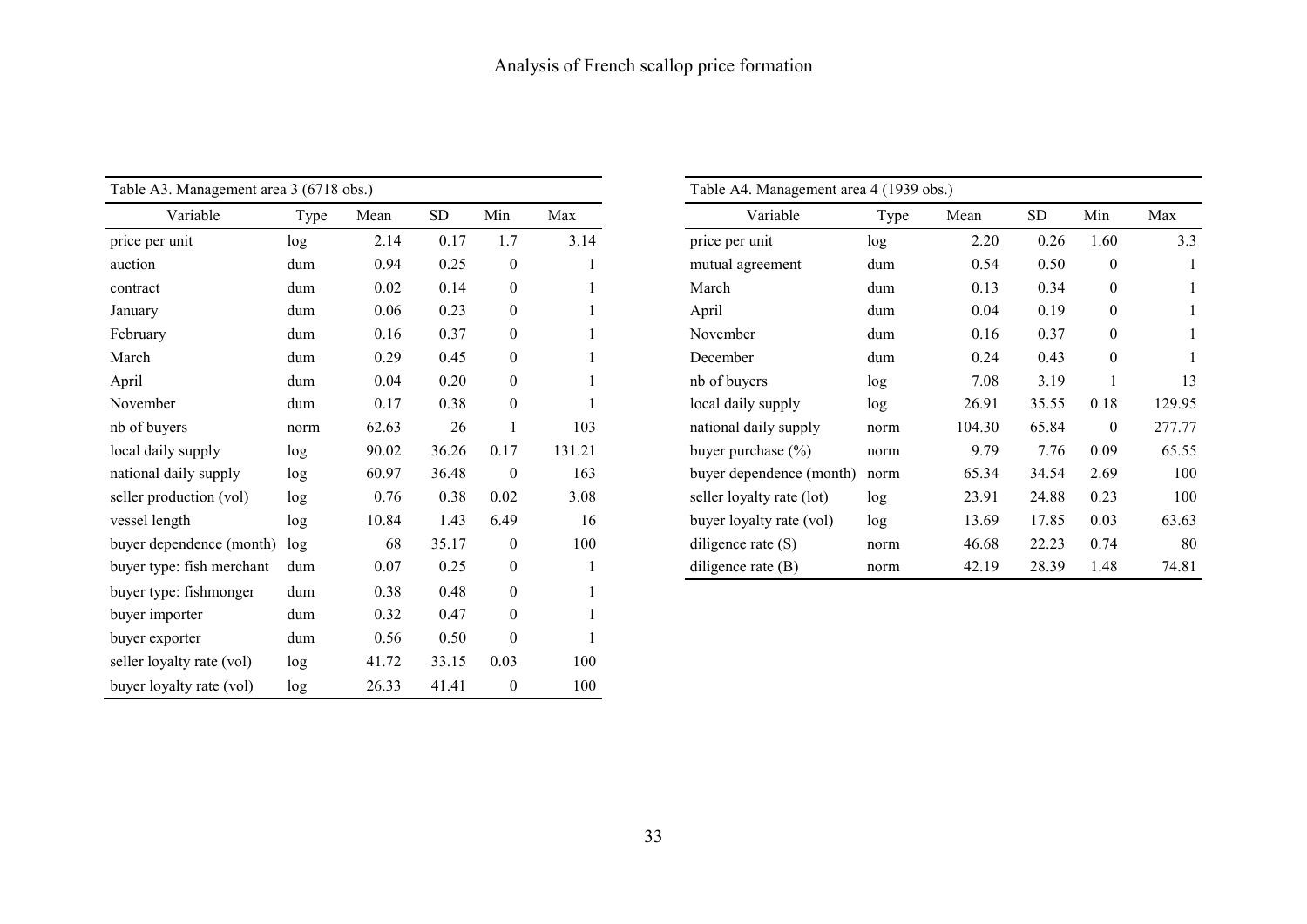| Table A3. Management area 3 (6718 obs.) | | | | | |
|---|---|---|---|---|---|
| Variable | Type | Mean | SD | Min | Max |
| price per unit | log | 2.14 | 0.17 | 1.7 | 3.14 |
| auction | dum | 0.94 | 0.25 | 0 | 1 |
| contract | dum | 0.02 | 0.14 | 0 | 1 |
| January | dum | 0.06 | 0.23 | 0 | 1 |
| February | dum | 0.16 | 0.37 | 0 | 1 |
| March | dum | 0.29 | 0.45 | 0 | 1 |
| April | dum | 0.04 | 0.20 | 0 | 1 |
| November | dum | 0.17 | 0.38 | 0 | 1 |
| nb of buyers | norm | 62.63 | 26 | 1 | 103 |
| local daily supply | log | 90.02 | 36.26 | 0.17 | 131.21 |
| national daily supply | log | 60.97 | 36.48 | 0 | 163 |
| seller production (vol) | log | 0.76 | 0.38 | 0.02 | 3.08 |
| vessel length | log | 10.84 | 1.43 | 6.49 | 16 |
| buyer dependence (month) | log | 68 | 35.17 | 0 | 100 |
| buyer type: fish merchant | dum | 0.07 | 0.25 | 0 | 1 |
| buyer type: fishmonger | dum | 0.38 | 0.48 | 0 | 1 |
| buyer importer | dum | 0.32 | 0.47 | 0 | 1 |
| buyer exporter | dum | 0.56 | 0.50 | 0 | 1 |
| seller loyalty rate (vol) | log | 41.72 | 33.15 | 0.03 | 100 |
| buyer loyalty rate (vol) | log | 26.33 | 41.41 | 0 | 100 |

| Table A4. Management area 4 (1939 obs.) | | | | | |
|---|---|---|---|---|---|
| Variable | Type | Mean | SD | Min | Max |
| price per unit | log | 2.20 | 0.26 | 1.60 | 3.3 |
| mutual agreement | dum | 0.54 | 0.50 | 0 | 1 |
| March | dum | 0.13 | 0.34 | 0 | 1 |
| April | dum | 0.04 | 0.19 | 0 | 1 |
| November | dum | 0.16 | 0.37 | 0 | 1 |
| December | dum | 0.24 | 0.43 | 0 | 1 |
| nb of buyers | log | 7.08 | 3.19 | 1 | 13 |
| local daily supply | log | 26.91 | 35.55 | 0.18 | 129.95 |
| national daily supply | norm | 104.30 | 65.84 | 0 | 277.77 |
| buyer purchase (%) | norm | 9.79 | 7.76 | 0.09 | 65.55 |
| buyer dependence (month) | norm | 65.34 | 34.54 | 2.69 | 100 |
| seller loyalty rate (lot) | log | 23.91 | 24.88 | 0.23 | 100 |
| buyer loyalty rate (vol) | log | 13.69 | 17.85 | 0.03 | 63.63 |
| diligence rate (S) | norm | 46.68 | 22.23 | 0.74 | 80 |
| diligence rate (B) | norm | 42.19 | 28.39 | 1.48 | 74.81 |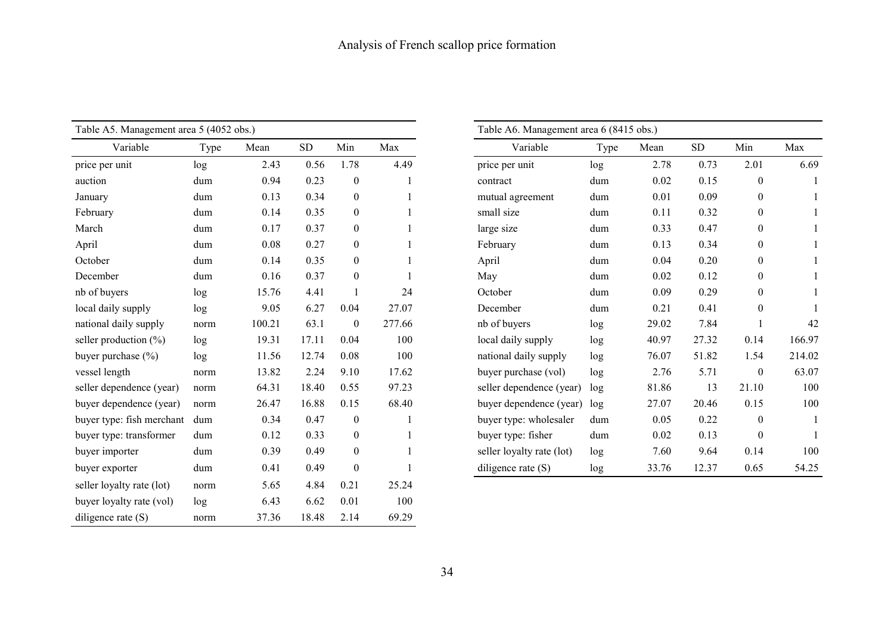Table A5. Management area 5 (4052 obs.)

| Variable | Type | Mean | SD | Min | Max |
|---|---|---|---|---|---|
| price per unit | log | 2.43 | 0.56 | 1.78 | 4.49 |
| auction | dum | 0.94 | 0.23 | 0 | 1 |
| January | dum | 0.13 | 0.34 | 0 | 1 |
| February | dum | 0.14 | 0.35 | 0 | 1 |
| March | dum | 0.17 | 0.37 | 0 | 1 |
| April | dum | 0.08 | 0.27 | 0 | 1 |
| October | dum | 0.14 | 0.35 | 0 | 1 |
| December | dum | 0.16 | 0.37 | 0 | 1 |
| nb of buyers | log | 15.76 | 4.41 | 1 | 24 |
| local daily supply | log | 9.05 | 6.27 | 0.04 | 27.07 |
| national daily supply | norm | 100.21 | 63.1 | 0 | 277.66 |
| seller production (%) | log | 19.31 | 17.11 | 0.04 | 100 |
| buyer purchase (%) | log | 11.56 | 12.74 | 0.08 | 100 |
| vessel length | norm | 13.82 | 2.24 | 9.10 | 17.62 |
| seller dependence (year) | norm | 64.31 | 18.40 | 0.55 | 97.23 |
| buyer dependence (year) | norm | 26.47 | 16.88 | 0.15 | 68.40 |
| buyer type: fish merchant | dum | 0.34 | 0.47 | 0 | 1 |
| buyer type: transformer | dum | 0.12 | 0.33 | 0 | 1 |
| buyer importer | dum | 0.39 | 0.49 | 0 | 1 |
| buyer exporter | dum | 0.41 | 0.49 | 0 | 1 |
| seller loyalty rate (lot) | norm | 5.65 | 4.84 | 0.21 | 25.24 |
| buyer loyalty rate (vol) | log | 6.43 | 6.62 | 0.01 | 100 |
| diligence rate (S) | norm | 37.36 | 18.48 | 2.14 | 69.29 |

Table A6. Management area 6 (8415 obs.)

| Variable | Type | Mean | SD | Min | Max |
|---|---|---|---|---|---|
| price per unit | log | 2.78 | 0.73 | 2.01 | 6.69 |
| contract | dum | 0.02 | 0.15 | 0 | 1 |
| mutual agreement | dum | 0.01 | 0.09 | 0 | 1 |
| small size | dum | 0.11 | 0.32 | 0 | 1 |
| large size | dum | 0.33 | 0.47 | 0 | 1 |
| February | dum | 0.13 | 0.34 | 0 | 1 |
| April | dum | 0.04 | 0.20 | 0 | 1 |
| May | dum | 0.02 | 0.12 | 0 | 1 |
| October | dum | 0.09 | 0.29 | 0 | 1 |
| December | dum | 0.21 | 0.41 | 0 | 1 |
| nb of buyers | log | 29.02 | 7.84 | 1 | 42 |
| local daily supply | log | 40.97 | 27.32 | 0.14 | 166.97 |
| national daily supply | log | 76.07 | 51.82 | 1.54 | 214.02 |
| buyer purchase (vol) | log | 2.76 | 5.71 | 0 | 63.07 |
| seller dependence (year) | log | 81.86 | 13 | 21.10 | 100 |
| buyer dependence (year) | log | 27.07 | 20.46 | 0.15 | 100 |
| buyer type: wholesaler | dum | 0.05 | 0.22 | 0 | 1 |
| buyer type: fisher | dum | 0.02 | 0.13 | 0 | 1 |
| seller loyalty rate (lot) | log | 7.60 | 9.64 | 0.14 | 100 |
| diligence rate (S) | log | 33.76 | 12.37 | 0.65 | 54.25 |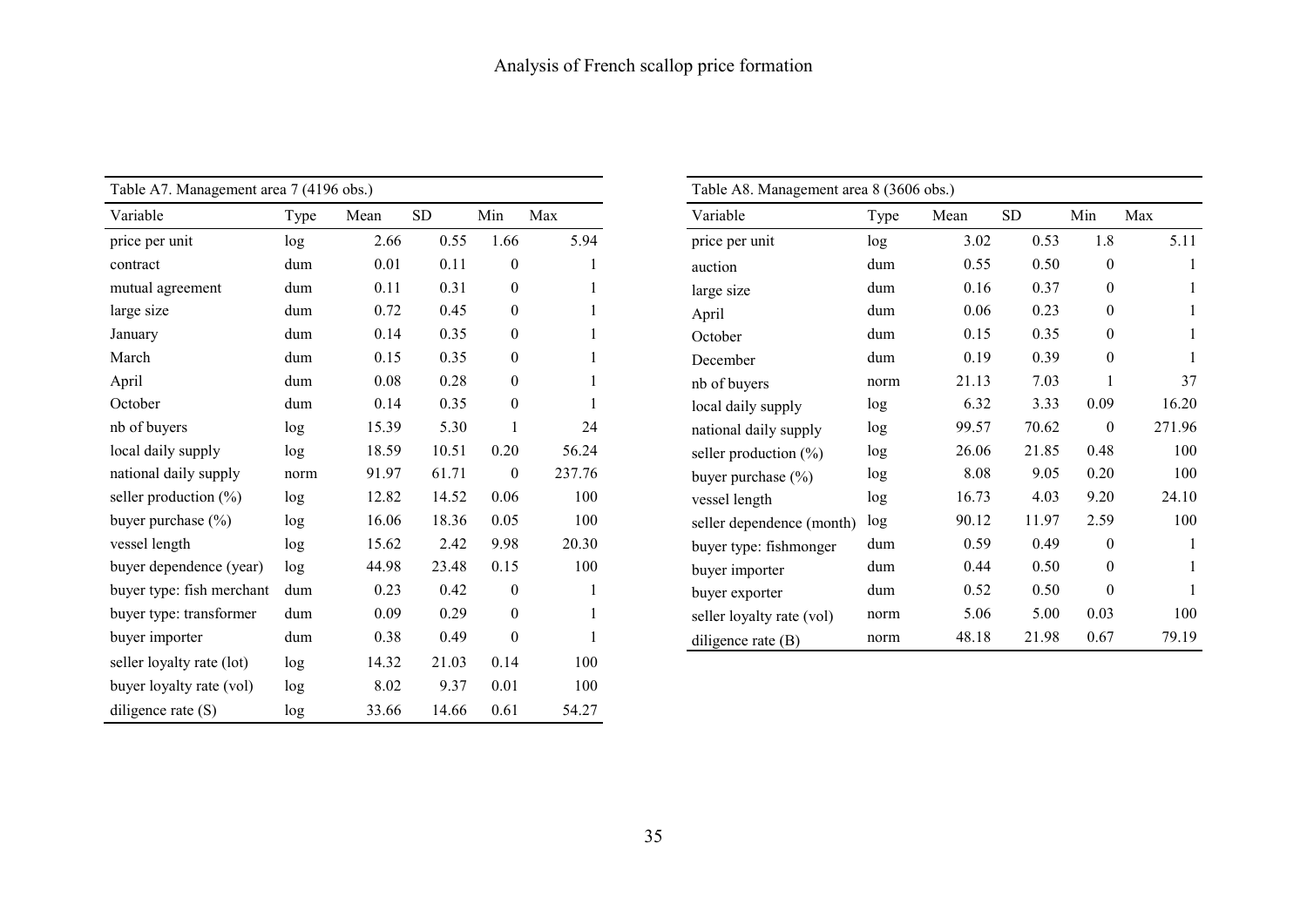| Table A7. Management area 7 (4196 obs.) | | | | | |
|---|---|---|---|---|---|
| Variable | Type | Mean | SD | Min | Max |
| price per unit | log | 2.66 | 0.55 | 1.66 | 5.94 |
| contract | dum | 0.01 | 0.11 | 0 | 1 |
| mutual agreement | dum | 0.11 | 0.31 | 0 | 1 |
| large size | dum | 0.72 | 0.45 | 0 | 1 |
| January | dum | 0.14 | 0.35 | 0 | 1 |
| March | dum | 0.15 | 0.35 | 0 | 1 |
| April | dum | 0.08 | 0.28 | 0 | 1 |
| October | dum | 0.14 | 0.35 | 0 | 1 |
| nb of buyers | log | 15.39 | 5.30 | 1 | 24 |
| local daily supply | log | 18.59 | 10.51 | 0.20 | 56.24 |
| national daily supply | norm | 91.97 | 61.71 | 0 | 237.76 |
| seller production (%) | log | 12.82 | 14.52 | 0.06 | 100 |
| buyer purchase (%) | log | 16.06 | 18.36 | 0.05 | 100 |
| vessel length | log | 15.62 | 2.42 | 9.98 | 20.30 |
| buyer dependence (year) | log | 44.98 | 23.48 | 0.15 | 100 |
| buyer type: fish merchant | dum | 0.23 | 0.42 | 0 | 1 |
| buyer type: transformer | dum | 0.09 | 0.29 | 0 | 1 |
| buyer importer | dum | 0.38 | 0.49 | 0 | 1 |
| seller loyalty rate (lot) | log | 14.32 | 21.03 | 0.14 | 100 |
| buyer loyalty rate (vol) | log | 8.02 | 9.37 | 0.01 | 100 |
| diligence rate (S) | log | 33.66 | 14.66 | 0.61 | 54.27 |

| Table A8. Management area 8 (3606 obs.) | | | | | |
|---|---|---|---|---|---|
| Variable | Type | Mean | SD | Min | Max |
| price per unit | log | 3.02 | 0.53 | 1.8 | 5.11 |
| auction | dum | 0.55 | 0.50 | 0 | 1 |
| large size | dum | 0.16 | 0.37 | 0 | 1 |
| April | dum | 0.06 | 0.23 | 0 | 1 |
| October | dum | 0.15 | 0.35 | 0 | 1 |
| December | dum | 0.19 | 0.39 | 0 | 1 |
| nb of buyers | norm | 21.13 | 7.03 | 1 | 37 |
| local daily supply | log | 6.32 | 3.33 | 0.09 | 16.20 |
| national daily supply | log | 99.57 | 70.62 | 0 | 271.96 |
| seller production (%) | log | 26.06 | 21.85 | 0.48 | 100 |
| buyer purchase (%) | log | 8.08 | 9.05 | 0.20 | 100 |
| vessel length | log | 16.73 | 4.03 | 9.20 | 24.10 |
| seller dependence (month) | log | 90.12 | 11.97 | 2.59 | 100 |
| buyer type: fishmonger | dum | 0.59 | 0.49 | 0 | 1 |
| buyer importer | dum | 0.44 | 0.50 | 0 | 1 |
| buyer exporter | dum | 0.52 | 0.50 | 0 | 1 |
| seller loyalty rate (vol) | norm | 5.06 | 5.00 | 0.03 | 100 |
| diligence rate (B) | norm | 48.18 | 21.98 | 0.67 | 79.19 |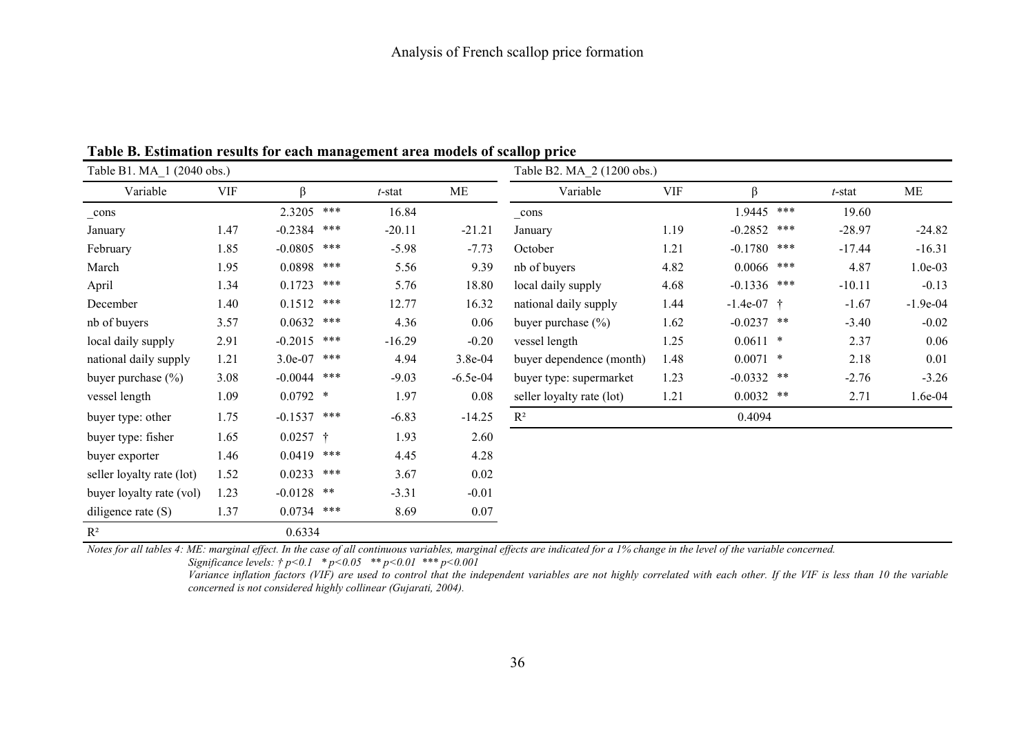**Table B. Estimation results for each management area models of scallop price**

Table B1. MA_1 (2040 obs.)

| Variable | VIF | β | | *t*-stat | ME |
|---|---|---|---|---|---|
| _cons | | 2.3205 | *** | 16.84 | |
| January | 1.47 | -0.2384 | *** | -20.11 | -21.21 |
| February | 1.85 | -0.0805 | *** | -5.98 | -7.73 |
| March | 1.95 | 0.0898 | *** | 5.56 | 9.39 |
| April | 1.34 | 0.1723 | *** | 5.76 | 18.80 |
| December | 1.40 | 0.1512 | *** | 12.77 | 16.32 |
| nb of buyers | 3.57 | 0.0632 | *** | 4.36 | 0.06 |
| local daily supply | 2.91 | -0.2015 | *** | -16.29 | -0.20 |
| national daily supply | 1.21 | 3.0e-07 | *** | 4.94 | 3.8e-04 |
| buyer purchase (%) | 3.08 | -0.0044 | *** | -9.03 | -6.5e-04 |
| vessel length | 1.09 | 0.0792 | * | 1.97 | 0.08 |
| buyer type: other | 1.75 | -0.1537 | *** | -6.83 | -14.25 |
| buyer type: fisher | 1.65 | 0.0257 | † | 1.93 | 2.60 |
| buyer exporter | 1.46 | 0.0419 | *** | 4.45 | 4.28 |
| seller loyalty rate (lot) | 1.52 | 0.0233 | *** | 3.67 | 0.02 |
| buyer loyalty rate (vol) | 1.23 | -0.0128 | ** | -3.31 | -0.01 |
| diligence rate (S) | 1.37 | 0.0734 | *** | 8.69 | 0.07 |
| $R^2$ | | 0.6334 | | | |

Table B2. MA_2 (1200 obs.)

| Variable | VIF | β | | *t*-stat | ME |
|---|---|---|---|---|---|
| _cons | | 1.9445 | *** | 19.60 | |
| January | 1.19 | -0.2852 | *** | -28.97 | -24.82 |
| October | 1.21 | -0.1780 | *** | -17.44 | -16.31 |
| nb of buyers | 4.82 | 0.0066 | *** | 4.87 | 1.0e-03 |
| local daily supply | 4.68 | -0.1336 | *** | -10.11 | -0.13 |
| national daily supply | 1.44 | -1.4e-07 | † | -1.67 | -1.9e-04 |
| buyer purchase (%) | 1.62 | -0.0237 | ** | -3.40 | -0.02 |
| vessel length | 1.25 | 0.0611 | * | 2.37 | 0.06 |
| buyer dependence (month) | 1.48 | 0.0071 | * | 2.18 | 0.01 |
| buyer type: supermarket | 1.23 | -0.0332 | ** | -2.76 | -3.26 |
| seller loyalty rate (lot) | 1.21 | 0.0032 | ** | 2.71 | 1.6e-04 |
| $R^2$ | | 0.4094 | | | |

*Notes for all tables 4: ME: marginal effect. In the case of all continuous variables, marginal effects are indicated for a 1% change in the level of the variable concerned.*

*Significance levels: † $p<0.1$ * $p<0.05$ ** $p<0.01$ *** $p<0.001$*

*Variance inflation factors (VIF) are used to control that the independent variables are not highly correlated with each other. If the VIF is less than 10 the variable concerned is not considered highly collinear (Gujarati, 2004).*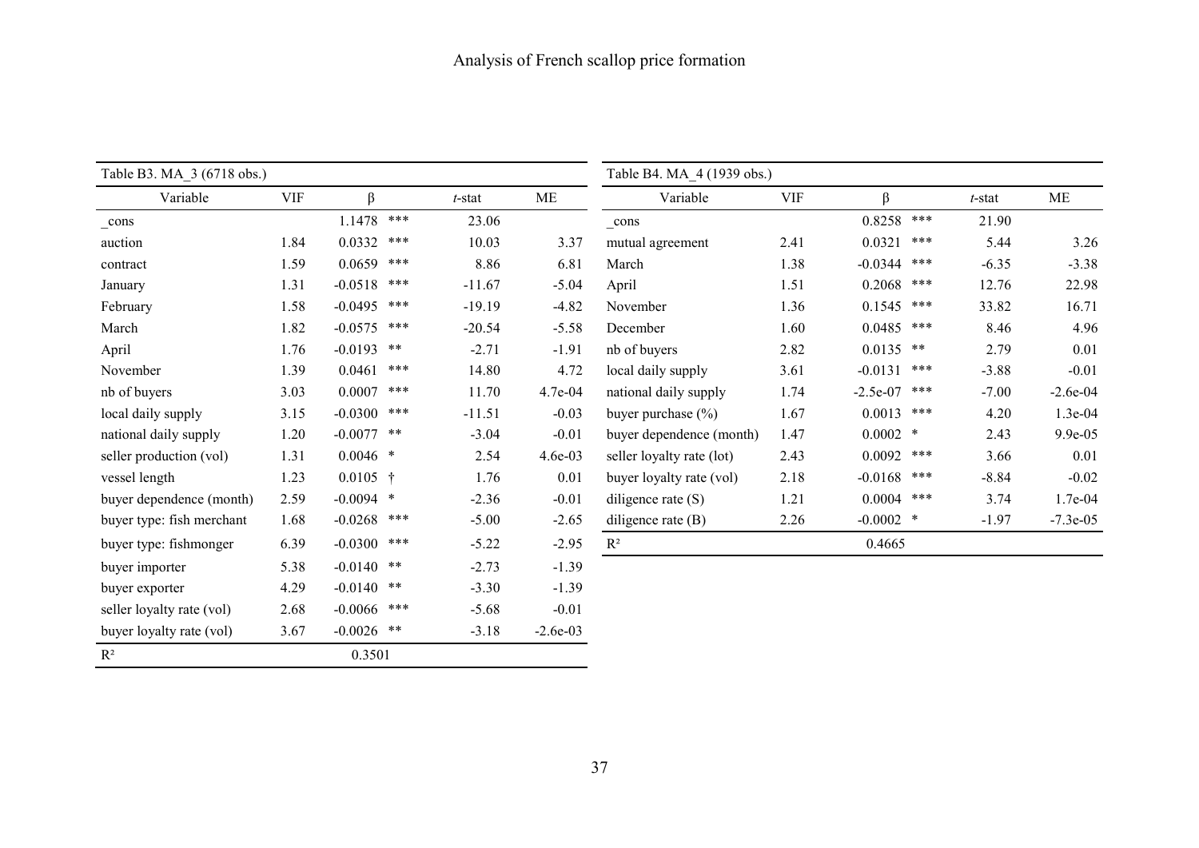Table B3. MA_3 (6718 obs.)

| Variable | VIF | β | | *t*-stat | ME |
|---|---|---|---|---|---|
| _cons | | 1.1478 | *** | 23.06 | |
| auction | 1.84 | 0.0332 | *** | 10.03 | 3.37 |
| contract | 1.59 | 0.0659 | *** | 8.86 | 6.81 |
| January | 1.31 | -0.0518 | *** | -11.67 | -5.04 |
| February | 1.58 | -0.0495 | *** | -19.19 | -4.82 |
| March | 1.82 | -0.0575 | *** | -20.54 | -5.58 |
| April | 1.76 | -0.0193 | ** | -2.71 | -1.91 |
| November | 1.39 | 0.0461 | *** | 14.80 | 4.72 |
| nb of buyers | 3.03 | 0.0007 | *** | 11.70 | 4.7e-04 |
| local daily supply | 3.15 | -0.0300 | *** | -11.51 | -0.03 |
| national daily supply | 1.20 | -0.0077 | ** | -3.04 | -0.01 |
| seller production (vol) | 1.31 | 0.0046 | * | 2.54 | 4.6e-03 |
| vessel length | 1.23 | 0.0105 | † | 1.76 | 0.01 |
| buyer dependence (month) | 2.59 | -0.0094 | * | -2.36 | -0.01 |
| buyer type: fish merchant | 1.68 | -0.0268 | *** | -5.00 | -2.65 |
| buyer type: fishmonger | 6.39 | -0.0300 | *** | -5.22 | -2.95 |
| buyer importer | 5.38 | -0.0140 | ** | -2.73 | -1.39 |
| buyer exporter | 4.29 | -0.0140 | ** | -3.30 | -1.39 |
| seller loyalty rate (vol) | 2.68 | -0.0066 | *** | -5.68 | -0.01 |
| buyer loyalty rate (vol) | 3.67 | -0.0026 | ** | -3.18 | -2.6e-03 |
| $R^2$ | | 0.3501 | | | |

Table B4. MA_4 (1939 obs.)

| Variable | VIF | β | | *t*-stat | ME |
|---|---|---|---|---|---|
| _cons | | 0.8258 | *** | 21.90 | |
| mutual agreement | 2.41 | 0.0321 | *** | 5.44 | 3.26 |
| March | 1.38 | -0.0344 | *** | -6.35 | -3.38 |
| April | 1.51 | 0.2068 | *** | 12.76 | 22.98 |
| November | 1.36 | 0.1545 | *** | 33.82 | 16.71 |
| December | 1.60 | 0.0485 | *** | 8.46 | 4.96 |
| nb of buyers | 2.82 | 0.0135 | ** | 2.79 | 0.01 |
| local daily supply | 3.61 | -0.0131 | *** | -3.88 | -0.01 |
| national daily supply | 1.74 | -2.5e-07 | *** | -7.00 | -2.6e-04 |
| buyer purchase (%) | 1.67 | 0.0013 | *** | 4.20 | 1.3e-04 |
| buyer dependence (month) | 1.47 | 0.0002 | * | 2.43 | 9.9e-05 |
| seller loyalty rate (lot) | 2.43 | 0.0092 | *** | 3.66 | 0.01 |
| buyer loyalty rate (vol) | 2.18 | -0.0168 | *** | -8.84 | -0.02 |
| diligence rate (S) | 1.21 | 0.0004 | *** | 3.74 | 1.7e-04 |
| diligence rate (B) | 2.26 | -0.0002 | * | -1.97 | -7.3e-05 |
| $R^2$ | | 0.4665 | | | |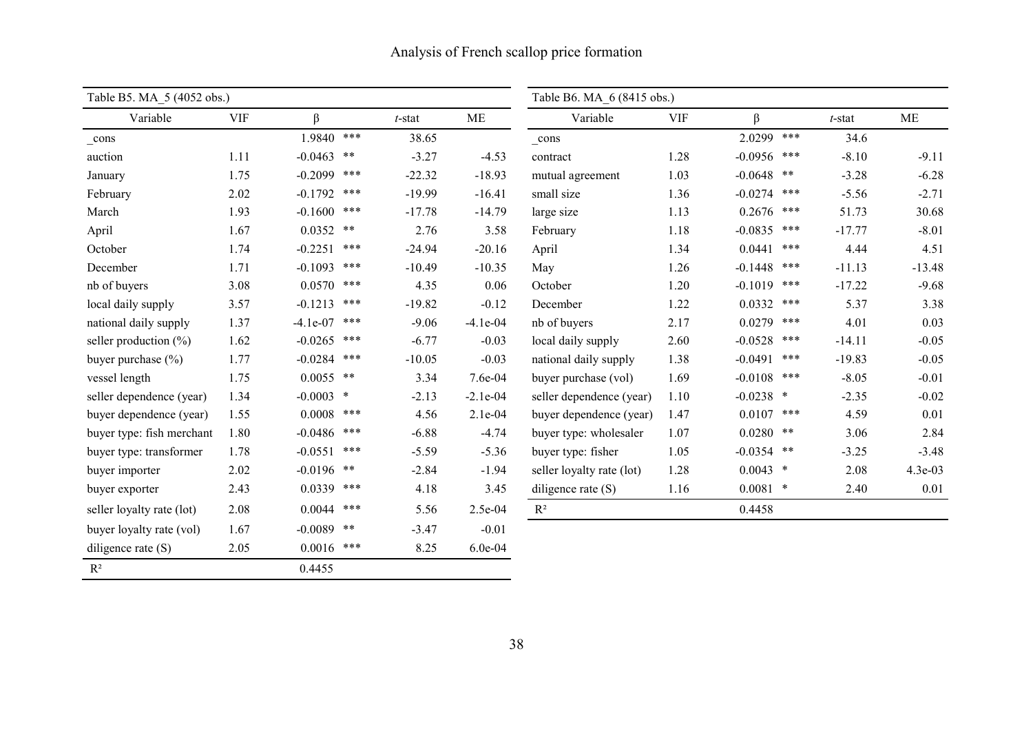Table B5. MA_5 (4052 obs.)

| Variable | VIF | β | | *t*-stat | ME |
|---|---|---|---|---|---|
| _cons | | 1.9840 | *** | 38.65 | |
| auction | 1.11 | -0.0463 | ** | -3.27 | -4.53 |
| January | 1.75 | -0.2099 | *** | -22.32 | -18.93 |
| February | 2.02 | -0.1792 | *** | -19.99 | -16.41 |
| March | 1.93 | -0.1600 | *** | -17.78 | -14.79 |
| April | 1.67 | 0.0352 | ** | 2.76 | 3.58 |
| October | 1.74 | -0.2251 | *** | -24.94 | -20.16 |
| December | 1.71 | -0.1093 | *** | -10.49 | -10.35 |
| nb of buyers | 3.08 | 0.0570 | *** | 4.35 | 0.06 |
| local daily supply | 3.57 | -0.1213 | *** | -19.82 | -0.12 |
| national daily supply | 1.37 | -4.1e-07 | *** | -9.06 | -4.1e-04 |
| seller production (%) | 1.62 | -0.0265 | *** | -6.77 | -0.03 |
| buyer purchase (%) | 1.77 | -0.0284 | *** | -10.05 | -0.03 |
| vessel length | 1.75 | 0.0055 | ** | 3.34 | 7.6e-04 |
| seller dependence (year) | 1.34 | -0.0003 | * | -2.13 | -2.1e-04 |
| buyer dependence (year) | 1.55 | 0.0008 | *** | 4.56 | 2.1e-04 |
| buyer type: fish merchant | 1.80 | -0.0486 | *** | -6.88 | -4.74 |
| buyer type: transformer | 1.78 | -0.0551 | *** | -5.59 | -5.36 |
| buyer importer | 2.02 | -0.0196 | ** | -2.84 | -1.94 |
| buyer exporter | 2.43 | 0.0339 | *** | 4.18 | 3.45 |
| seller loyalty rate (lot) | 2.08 | 0.0044 | *** | 5.56 | 2.5e-04 |
| buyer loyalty rate (vol) | 1.67 | -0.0089 | ** | -3.47 | -0.01 |
| diligence rate (S) | 2.05 | 0.0016 | *** | 8.25 | 6.0e-04 |
| $R^2$ | | 0.4455 | | | |

Table B6. MA_6 (8415 obs.)

| Variable | VIF | β | | *t*-stat | ME |
|---|---|---|---|---|---|
| _cons | | 2.0299 | *** | 34.6 | |
| contract | 1.28 | -0.0956 | *** | -8.10 | -9.11 |
| mutual agreement | 1.03 | -0.0648 | ** | -3.28 | -6.28 |
| small size | 1.36 | -0.0274 | *** | -5.56 | -2.71 |
| large size | 1.13 | 0.2676 | *** | 51.73 | 30.68 |
| February | 1.18 | -0.0835 | *** | -17.77 | -8.01 |
| April | 1.34 | 0.0441 | *** | 4.44 | 4.51 |
| May | 1.26 | -0.1448 | *** | -11.13 | -13.48 |
| October | 1.20 | -0.1019 | *** | -17.22 | -9.68 |
| December | 1.22 | 0.0332 | *** | 5.37 | 3.38 |
| nb of buyers | 2.17 | 0.0279 | *** | 4.01 | 0.03 |
| local daily supply | 2.60 | -0.0528 | *** | -14.11 | -0.05 |
| national daily supply | 1.38 | -0.0491 | *** | -19.83 | -0.05 |
| buyer purchase (vol) | 1.69 | -0.0108 | *** | -8.05 | -0.01 |
| seller dependence (year) | 1.10 | -0.0238 | * | -2.35 | -0.02 |
| buyer dependence (year) | 1.47 | 0.0107 | *** | 4.59 | 0.01 |
| buyer type: wholesaler | 1.07 | 0.0280 | ** | 3.06 | 2.84 |
| buyer type: fisher | 1.05 | -0.0354 | ** | -3.25 | -3.48 |
| seller loyalty rate (lot) | 1.28 | 0.0043 | * | 2.08 | 4.3e-03 |
| diligence rate (S) | 1.16 | 0.0081 | * | 2.40 | 0.01 |
| $R^2$ | | 0.4458 | | | |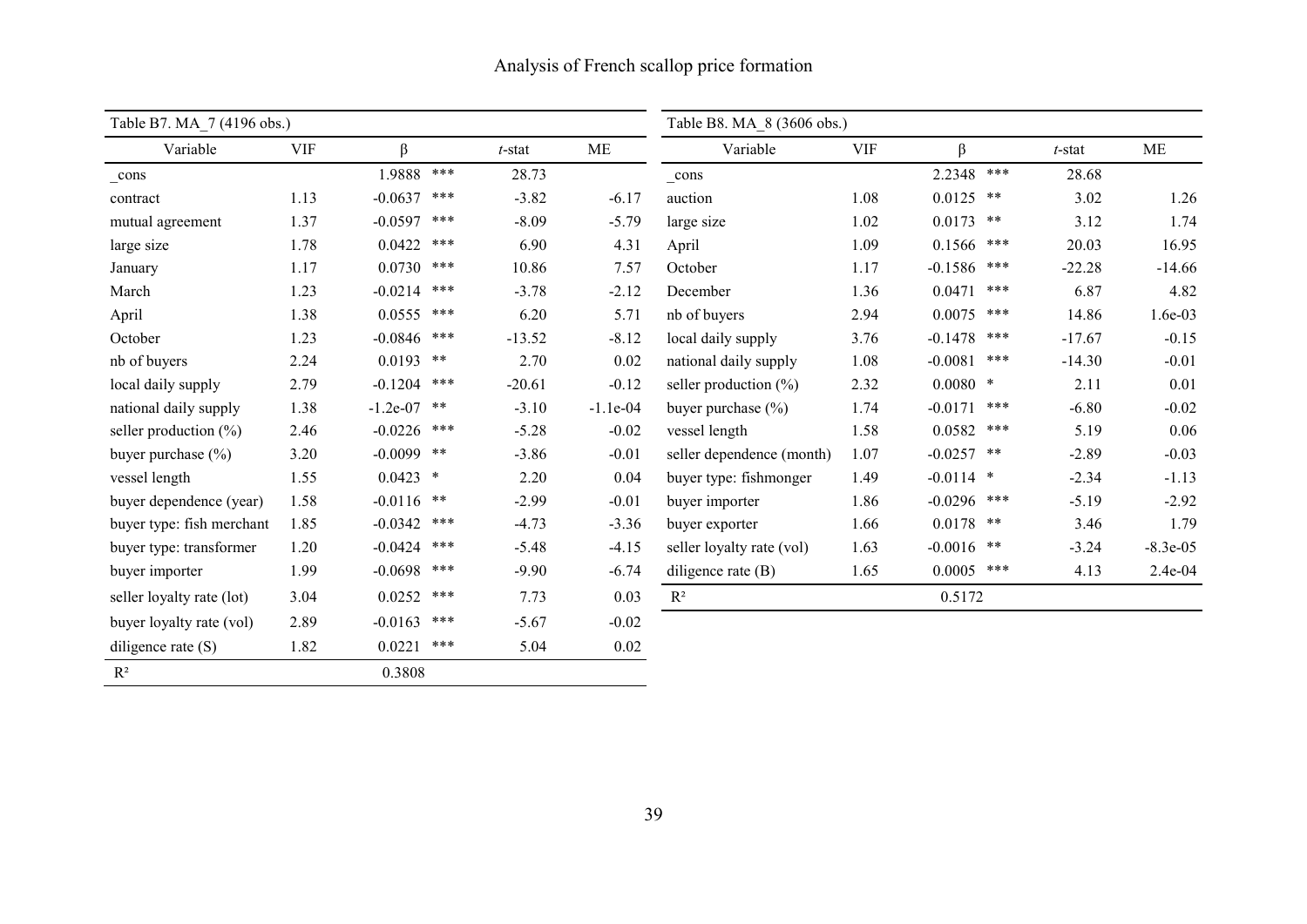Table B7. MA_7 (4196 obs.)

| Variable | VIF | β | | *t*-stat | ME |
|---|---|---|---|---|---|
| _cons | | 1.9888 | *** | 28.73 | |
| contract | 1.13 | -0.0637 | *** | -3.82 | -6.17 |
| mutual agreement | 1.37 | -0.0597 | *** | -8.09 | -5.79 |
| large size | 1.78 | 0.0422 | *** | 6.90 | 4.31 |
| January | 1.17 | 0.0730 | *** | 10.86 | 7.57 |
| March | 1.23 | -0.0214 | *** | -3.78 | -2.12 |
| April | 1.38 | 0.0555 | *** | 6.20 | 5.71 |
| October | 1.23 | -0.0846 | *** | -13.52 | -8.12 |
| nb of buyers | 2.24 | 0.0193 | ** | 2.70 | 0.02 |
| local daily supply | 2.79 | -0.1204 | *** | -20.61 | -0.12 |
| national daily supply | 1.38 | -1.2e-07 | ** | -3.10 | -1.1e-04 |
| seller production (%) | 2.46 | -0.0226 | *** | -5.28 | -0.02 |
| buyer purchase (%) | 3.20 | -0.0099 | ** | -3.86 | -0.01 |
| vessel length | 1.55 | 0.0423 | * | 2.20 | 0.04 |
| buyer dependence (year) | 1.58 | -0.0116 | ** | -2.99 | -0.01 |
| buyer type: fish merchant | 1.85 | -0.0342 | *** | -4.73 | -3.36 |
| buyer type: transformer | 1.20 | -0.0424 | *** | -5.48 | -4.15 |
| buyer importer | 1.99 | -0.0698 | *** | -9.90 | -6.74 |
| seller loyalty rate (lot) | 3.04 | 0.0252 | *** | 7.73 | 0.03 |
| buyer loyalty rate (vol) | 2.89 | -0.0163 | *** | -5.67 | -0.02 |
| diligence rate (S) | 1.82 | 0.0221 | *** | 5.04 | 0.02 |
| $R^2$ | | 0.3808 | | | |

Table B8. MA_8 (3606 obs.)

| Variable | VIF | β | | *t*-stat | ME |
|---|---|---|---|---|---|
| _cons | | 2.2348 | *** | 28.68 | |
| auction | 1.08 | 0.0125 | ** | 3.02 | 1.26 |
| large size | 1.02 | 0.0173 | ** | 3.12 | 1.74 |
| April | 1.09 | 0.1566 | *** | 20.03 | 16.95 |
| October | 1.17 | -0.1586 | *** | -22.28 | -14.66 |
| December | 1.36 | 0.0471 | *** | 6.87 | 4.82 |
| nb of buyers | 2.94 | 0.0075 | *** | 14.86 | 1.6e-03 |
| local daily supply | 3.76 | -0.1478 | *** | -17.67 | -0.15 |
| national daily supply | 1.08 | -0.0081 | *** | -14.30 | -0.01 |
| seller production (%) | 2.32 | 0.0080 | * | 2.11 | 0.01 |
| buyer purchase (%) | 1.74 | -0.0171 | *** | -6.80 | -0.02 |
| vessel length | 1.58 | 0.0582 | *** | 5.19 | 0.06 |
| seller dependence (month) | 1.07 | -0.0257 | ** | -2.89 | -0.03 |
| buyer type: fishmonger | 1.49 | -0.0114 | * | -2.34 | -1.13 |
| buyer importer | 1.86 | -0.0296 | *** | -5.19 | -2.92 |
| buyer exporter | 1.66 | 0.0178 | ** | 3.46 | 1.79 |
| seller loyalty rate (vol) | 1.63 | -0.0016 | ** | -3.24 | -8.3e-05 |
| diligence rate (B) | 1.65 | 0.0005 | *** | 4.13 | 2.4e-04 |
| $R^2$ | | 0.5172 | | | |